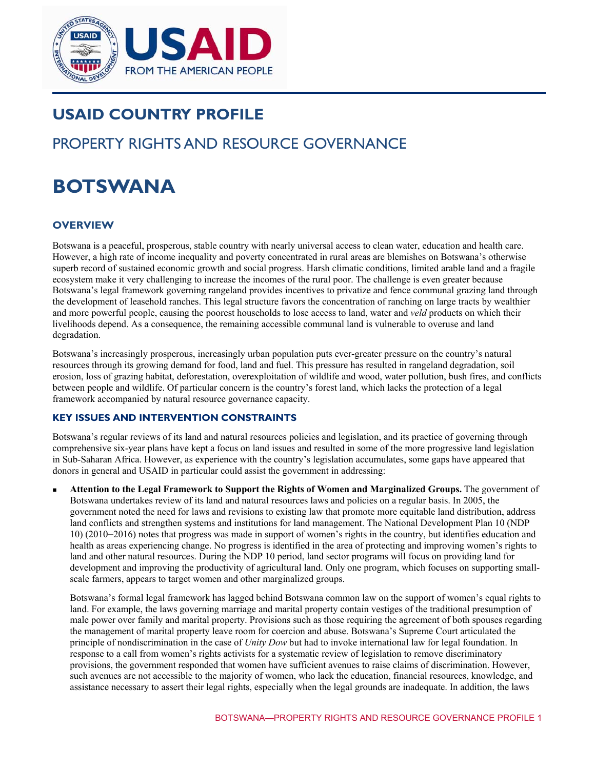# USAID COUNTRY PROFILE

## PROPERTY RIGHTS AND RESOURCE GOVERNANCE

# BOTSWANA

### OVERVIEW

Botswana is a peaceful, prosperous, stable country with nearly universal access to clean water, education and health care. However, a high rate of income inequality and poverty concentrated in rural areas are blemishes on Botswana's otherwise superb record of sustained economic growth and social progress. Harsh climatic conditions, limited arable land and a fragile ecosystem make it very challenging to increase the incomes of the rural poor. The challenge is even greater because Botswana's legal framework governing rangeland provides incentives to privatize and fence communal grazing land through the development of leasehold ranches. This legal structure favors the concentration of ranching on large tracts by wealthier and more powerful people, causing the poorest households to lose access to land, water and *veld* products on which their livelihoods depend. As a consequence, the remaining accessible communal land is vulnerable to overuse and land degradation.

Botswana's increasingly prosperous, increasingly urban population puts ever-greater pressure on the country's natural resources through its growing demand for food, land and fuel. This pressure has resulted in rangeland degradation, soil erosion, loss of grazing habitat, deforestation, overexploitation of wildlife and wood, water pollution, bush fires, and conflicts between people and wildlife. Of particular concern is the country's forest land, which lacks the protection of a legal framework accompanied by natural resource governance capacity.

### KEY ISSUES AND INTERVENTION CONSTRAINTS

Botswana's regular reviews of its land and natural resources policies and legislation, and its practice of governing through comprehensive six-year plans have kept a focus on land issues and resulted in some of the more progressive land legislation in Sub-Saharan Africa. However, as experience with the country's legislation accumulates, some gaps have appeared that donors in general and USAID in particular could assist the government in addressing:

- **Attention to the Legal Framework to Support the Rights of Women and Marginalized Groups.** The government of Botswana undertakes review of its land and natural resources laws and policies on a regular basis. In 2005, the government noted the need for laws and revisions to existing law that promote more equitable land distribution, address land conflicts and strengthen systems and institutions for land management. The National Development Plan 10 (NDP 10) (2010–2016) notes that progress was made in support of women's rights in the country, but identifies education and health as areas experiencing change. No progress is identified in the area of protecting and improving women's rights to land and other natural resources. During the NDP 10 period, land sector programs will focus on providing land for development and improving the productivity of agricultural land. Only one program, which focuses on supporting small-scale farmers, appears to target women and other marginalized groups.

  Botswana's formal legal framework has lagged behind Botswana common law on the support of women's equal rights to land. For example, the laws governing marriage and marital property contain vestiges of the traditional presumption of male power over family and marital property. Provisions such as those requiring the agreement of both spouses regarding the management of marital property leave room for coercion and abuse. Botswana's Supreme Court articulated the principle of nondiscrimination in the case of *Unity Dow* but had to invoke international law for legal foundation. In response to a call from women's rights activists for a systematic review of legislation to remove discriminatory provisions, the government responded that women have sufficient avenues to raise claims of discrimination. However, such avenues are not accessible to the majority of women, who lack the education, financial resources, knowledge, and assistance necessary to assert their legal rights, especially when the legal grounds are inadequate. In addition, the laws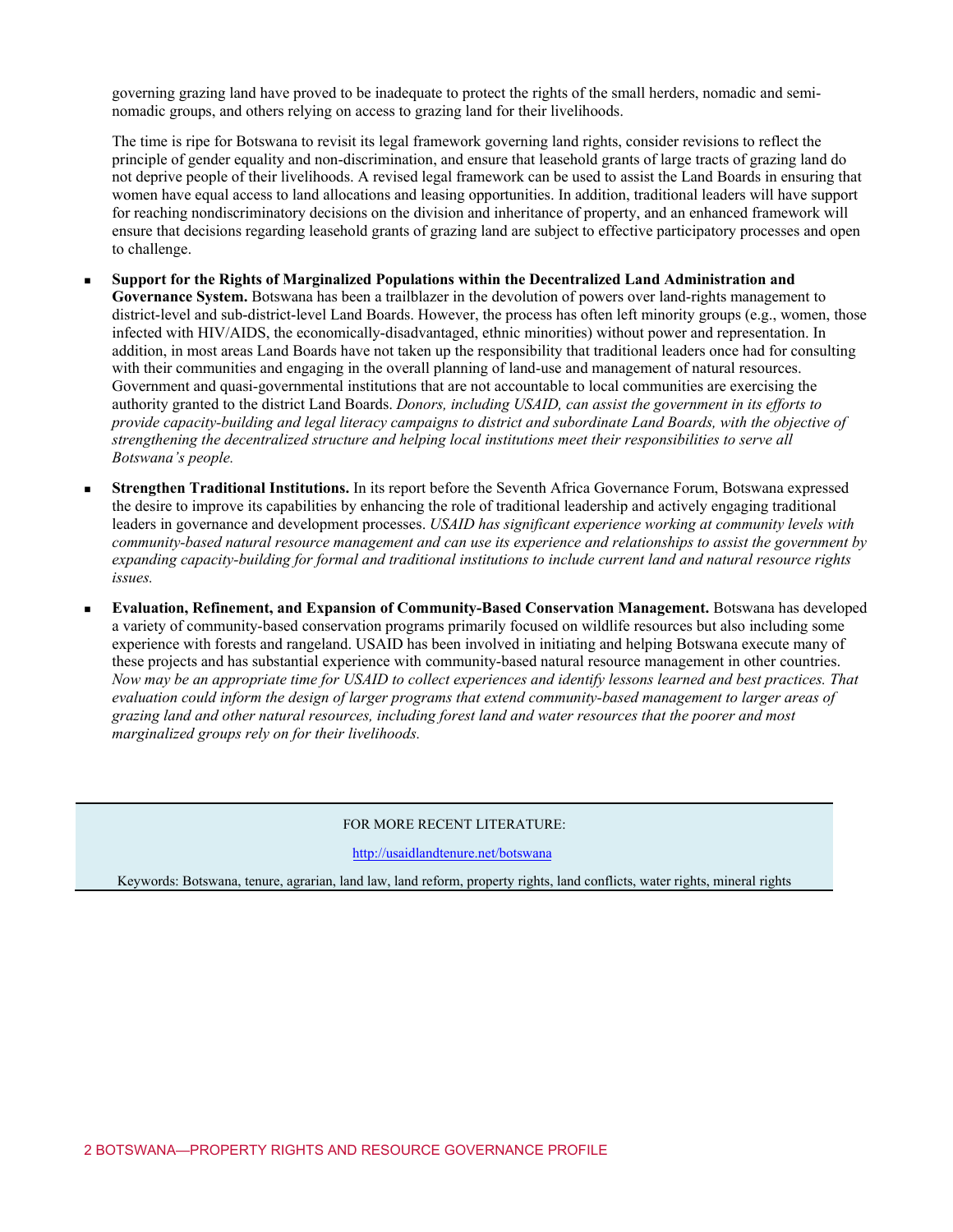governing grazing land have proved to be inadequate to protect the rights of the small herders, nomadic and semi-nomadic groups, and others relying on access to grazing land for their livelihoods.

The time is ripe for Botswana to revisit its legal framework governing land rights, consider revisions to reflect the principle of gender equality and non-discrimination, and ensure that leasehold grants of large tracts of grazing land do not deprive people of their livelihoods. A revised legal framework can be used to assist the Land Boards in ensuring that women have equal access to land allocations and leasing opportunities. In addition, traditional leaders will have support for reaching nondiscriminatory decisions on the division and inheritance of property, and an enhanced framework will ensure that decisions regarding leasehold grants of grazing land are subject to effective participatory processes and open to challenge.

- **Support for the Rights of Marginalized Populations within the Decentralized Land Administration and Governance System.** Botswana has been a trailblazer in the devolution of powers over land-rights management to district-level and sub-district-level Land Boards. However, the process has often left minority groups (e.g., women, those infected with HIV/AIDS, the economically-disadvantaged, ethnic minorities) without power and representation. In addition, in most areas Land Boards have not taken up the responsibility that traditional leaders once had for consulting with their communities and engaging in the overall planning of land-use and management of natural resources. Government and quasi-governmental institutions that are not accountable to local communities are exercising the authority granted to the district Land Boards. *Donors, including USAID, can assist the government in its efforts to provide capacity-building and legal literacy campaigns to district and subordinate Land Boards, with the objective of strengthening the decentralized structure and helping local institutions meet their responsibilities to serve all Botswana's people.*

- **Strengthen Traditional Institutions.** In its report before the Seventh Africa Governance Forum, Botswana expressed the desire to improve its capabilities by enhancing the role of traditional leadership and actively engaging traditional leaders in governance and development processes. *USAID has significant experience working at community levels with community-based natural resource management and can use its experience and relationships to assist the government by expanding capacity-building for formal and traditional institutions to include current land and natural resource rights issues.*

- **Evaluation, Refinement, and Expansion of Community-Based Conservation Management.** Botswana has developed a variety of community-based conservation programs primarily focused on wildlife resources but also including some experience with forests and rangeland. USAID has been involved in initiating and helping Botswana execute many of these projects and has substantial experience with community-based natural resource management in other countries. *Now may be an appropriate time for USAID to collect experiences and identify lessons learned and best practices. That evaluation could inform the design of larger programs that extend community-based management to larger areas of grazing land and other natural resources, including forest land and water resources that the poorer and most marginalized groups rely on for their livelihoods.*

---

FOR MORE RECENT LITERATURE:

http://usaidlandtenure.net/botswana

Keywords: Botswana, tenure, agrarian, land law, land reform, property rights, land conflicts, water rights, mineral rights

---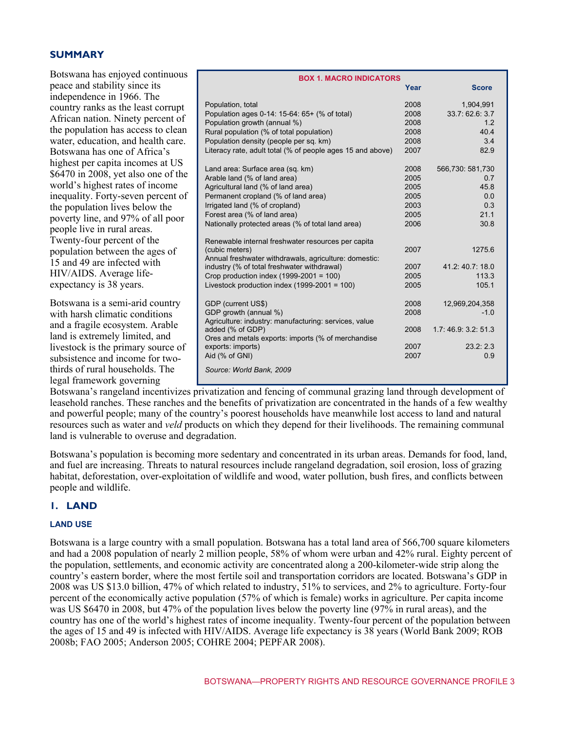## SUMMARY

Botswana has enjoyed continuous peace and stability since its independence in 1966. The country ranks as the least corrupt African nation. Ninety percent of the population has access to clean water, education, and health care. Botswana has one of Africa's highest per capita incomes at US $6470 in 2008, yet also one of the world's highest rates of income inequality. Forty-seven percent of the population lives below the poverty line, and 97% of all poor people live in rural areas. Twenty-four percent of the population between the ages of 15 and 49 are infected with HIV/AIDS. Average life-expectancy is 38 years.

| BOX 1. MACRO INDICATORS | Year | Score |
| --- | --- | --- |
| Population, total | 2008 | 1,904,991 |
| Population ages 0-14: 15-64: 65+ (% of total) | 2008 | 33.7: 62.6: 3.7 |
| Population growth (annual %) | 2008 | 1.2 |
| Rural population (% of total population) | 2008 | 40.4 |
| Population density (people per sq. km) | 2008 | 3.4 |
| Literacy rate, adult total (% of people ages 15 and above) | 2007 | 82.9 |
| Land area: Surface area (sq. km) | 2008 | 566,730: 581,730 |
| Arable land (% of land area) | 2005 | 0.7 |
| Agricultural land (% of land area) | 2005 | 45.8 |
| Permanent cropland (% of land area) | 2005 | 0.0 |
| Irrigated land (% of cropland) | 2003 | 0.3 |
| Forest area (% of land area) | 2005 | 21.1 |
| Nationally protected areas (% of total land area) | 2006 | 30.8 |
| Renewable internal freshwater resources per capita (cubic meters) | 2007 | 1275.6 |
| Annual freshwater withdrawals, agriculture: domestic: industry (% of total freshwater withdrawal) | 2007 | 41.2: 40.7: 18.0 |
| Crop production index (1999-2001 = 100) | 2005 | 113.3 |
| Livestock production index (1999-2001 = 100) | 2005 | 105.1 |
| GDP (current US$) | 2008 | 12,969,204,358 |
| GDP growth (annual %) | 2008 | -1.0 |
| Agriculture: industry: manufacturing: services, value added (% of GDP) | 2008 | 1.7: 46.9: 3.2: 51.3 |
| Ores and metals exports: imports (% of merchandise exports: imports) | 2007 | 23.2: 2.3 |
| Aid (% of GNI) | 2007 | 0.9 |

*Source: World Bank, 2009*

Botswana is a semi-arid country with harsh climatic conditions and a fragile ecosystem. Arable land is extremely limited, and livestock is the primary source of subsistence and income for two-thirds of rural households. The legal framework governing Botswana's rangeland incentivizes privatization and fencing of communal grazing land through development of leasehold ranches. These ranches and the benefits of privatization are concentrated in the hands of a few wealthy and powerful people; many of the country's poorest households have meanwhile lost access to land and natural resources such as water and *veld* products on which they depend for their livelihoods. The remaining communal land is vulnerable to overuse and degradation.

Botswana's population is becoming more sedentary and concentrated in its urban areas. Demands for food, land, and fuel are increasing. Threats to natural resources include rangeland degradation, soil erosion, loss of grazing habitat, deforestation, over-exploitation of wildlife and wood, water pollution, bush fires, and conflicts between people and wildlife.

## 1. LAND

### LAND USE

Botswana is a large country with a small population. Botswana has a total land area of 566,700 square kilometers and had a 2008 population of nearly 2 million people, 58% of whom were urban and 42% rural. Eighty percent of the population, settlements, and economic activity are concentrated along a 200-kilometer-wide strip along the country's eastern border, where the most fertile soil and transportation corridors are located. Botswana's GDP in 2008 was US $13.0 billion, 47% of which related to industry, 51% to services, and 2% to agriculture. Forty-four percent of the economically active population (57% of which is female) works in agriculture. Per capita income was US $6470 in 2008, but 47% of the population lives below the poverty line (97% in rural areas), and the country has one of the world's highest rates of income inequality. Twenty-four percent of the population between the ages of 15 and 49 is infected with HIV/AIDS. Average life expectancy is 38 years (World Bank 2009; ROB 2008b; FAO 2005; Anderson 2005; COHRE 2004; PEPFAR 2008).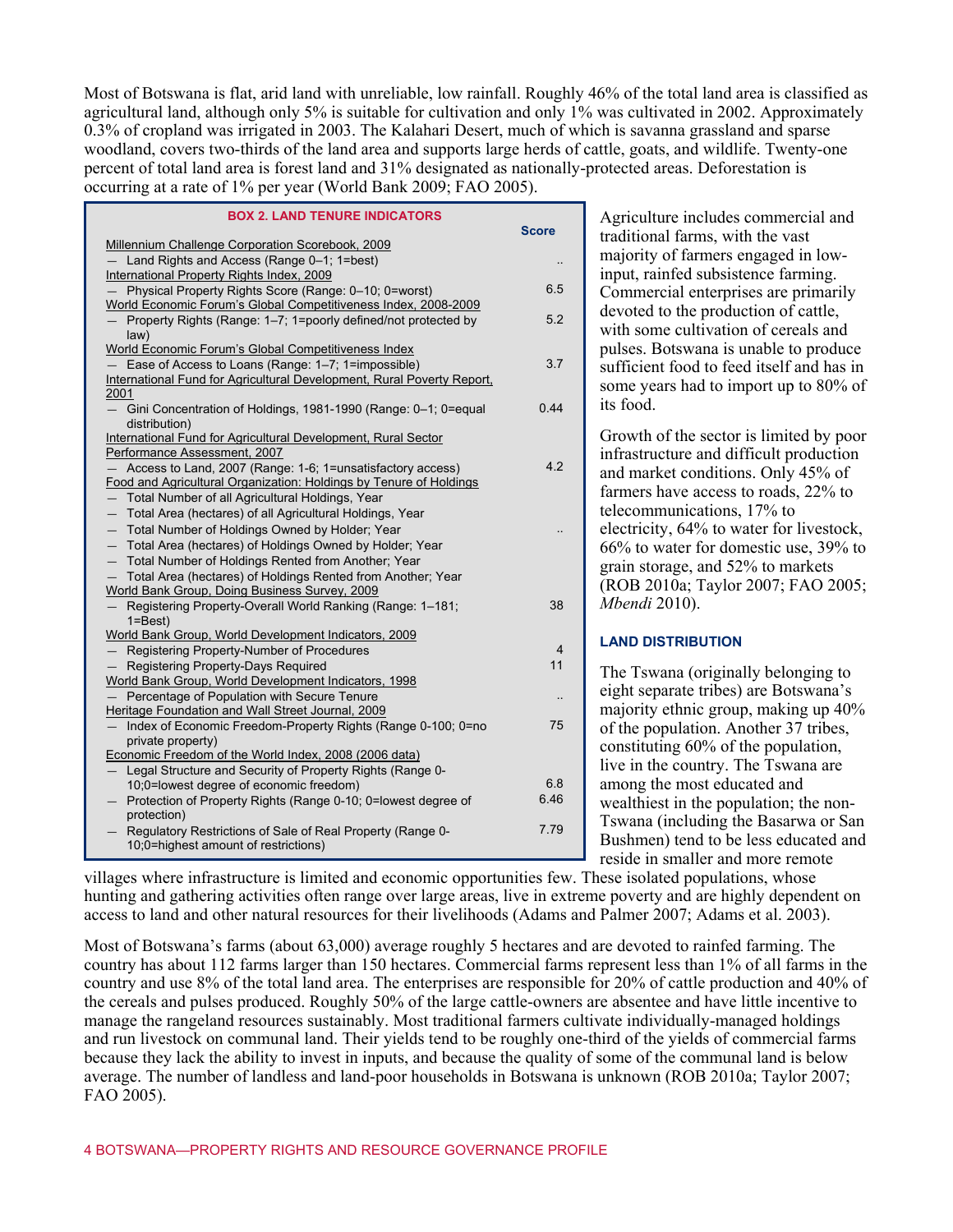Most of Botswana is flat, arid land with unreliable, low rainfall. Roughly 46% of the total land area is classified as agricultural land, although only 5% is suitable for cultivation and only 1% was cultivated in 2002. Approximately 0.3% of cropland was irrigated in 2003. The Kalahari Desert, much of which is savanna grassland and sparse woodland, covers two-thirds of the land area and supports large herds of cattle, goats, and wildlife. Twenty-one percent of total land area is forest land and 31% designated as nationally-protected areas. Deforestation is occurring at a rate of 1% per year (World Bank 2009; FAO 2005).

**BOX 2. LAND TENURE INDICATORS**

| | Score |
|---|---|
| Millennium Challenge Corporation Scorebook, 2009 | |
| — Land Rights and Access (Range 0–1; 1=best) | .. |
| International Property Rights Index, 2009 | |
| — Physical Property Rights Score (Range: 0–10; 0=worst) | 6.5 |
| World Economic Forum's Global Competitiveness Index, 2008-2009 | |
| — Property Rights (Range: 1–7; 1=poorly defined/not protected by law) | 5.2 |
| World Economic Forum's Global Competitiveness Index | |
| — Ease of Access to Loans (Range: 1–7; 1=impossible) | 3.7 |
| International Fund for Agricultural Development, Rural Poverty Report, 2001 | |
| — Gini Concentration of Holdings, 1981-1990 (Range: 0–1; 0=equal distribution) | 0.44 |
| International Fund for Agricultural Development, Rural Sector Performance Assessment, 2007 | |
| — Access to Land, 2007 (Range: 1-6; 1=unsatisfactory access) | 4.2 |
| Food and Agricultural Organization: Holdings by Tenure of Holdings | |
| — Total Number of all Agricultural Holdings, Year | |
| — Total Area (hectares) of all Agricultural Holdings, Year | |
| — Total Number of Holdings Owned by Holder; Year | .. |
| — Total Area (hectares) of Holdings Owned by Holder; Year | |
| — Total Number of Holdings Rented from Another; Year | |
| — Total Area (hectares) of Holdings Rented from Another; Year | |
| World Bank Group, Doing Business Survey, 2009 | |
| — Registering Property-Overall World Ranking (Range: 1–181; 1=Best) | 38 |
| World Bank Group, World Development Indicators, 2009 | |
| — Registering Property-Number of Procedures | 4 |
| — Registering Property-Days Required | 11 |
| World Bank Group, World Development Indicators, 1998 | |
| — Percentage of Population with Secure Tenure | .. |
| Heritage Foundation and Wall Street Journal, 2009 | |
| — Index of Economic Freedom-Property Rights (Range 0-100; 0=no private property) | 75 |
| Economic Freedom of the World Index, 2008 (2006 data) | |
| — Legal Structure and Security of Property Rights (Range 0-10;0=lowest degree of economic freedom) | 6.8 |
| — Protection of Property Rights (Range 0-10; 0=lowest degree of protection) | 6.46 |
| — Regulatory Restrictions of Sale of Real Property (Range 0-10;0=highest amount of restrictions) | 7.79 |

Agriculture includes commercial and traditional farms, with the vast majority of farmers engaged in low-input, rainfed subsistence farming. Commercial enterprises are primarily devoted to the production of cattle, with some cultivation of cereals and pulses. Botswana is unable to produce sufficient food to feed itself and has in some years had to import up to 80% of its food.

Growth of the sector is limited by poor infrastructure and difficult production and market conditions. Only 45% of farmers have access to roads, 22% to telecommunications, 17% to electricity, 64% to water for livestock, 66% to water for domestic use, 39% to grain storage, and 52% to markets (ROB 2010a; Taylor 2007; FAO 2005; *Mbendi* 2010).

### LAND DISTRIBUTION

The Tswana (originally belonging to eight separate tribes) are Botswana's majority ethnic group, making up 40% of the population. Another 37 tribes, constituting 60% of the population, live in the country. The Tswana are among the most educated and wealthiest in the population; the non-Tswana (including the Basarwa or San Bushmen) tend to be less educated and reside in smaller and more remote villages where infrastructure is limited and economic opportunities few. These isolated populations, whose hunting and gathering activities often range over large areas, live in extreme poverty and are highly dependent on access to land and other natural resources for their livelihoods (Adams and Palmer 2007; Adams et al. 2003).

Most of Botswana's farms (about 63,000) average roughly 5 hectares and are devoted to rainfed farming. The country has about 112 farms larger than 150 hectares. Commercial farms represent less than 1% of all farms in the country and use 8% of the total land area. The enterprises are responsible for 20% of cattle production and 40% of the cereals and pulses produced. Roughly 50% of the large cattle-owners are absentee and have little incentive to manage the rangeland resources sustainably. Most traditional farmers cultivate individually-managed holdings and run livestock on communal land. Their yields tend to be roughly one-third of the yields of commercial farms because they lack the ability to invest in inputs, and because the quality of some of the communal land is below average. The number of landless and land-poor households in Botswana is unknown (ROB 2010a; Taylor 2007; FAO 2005).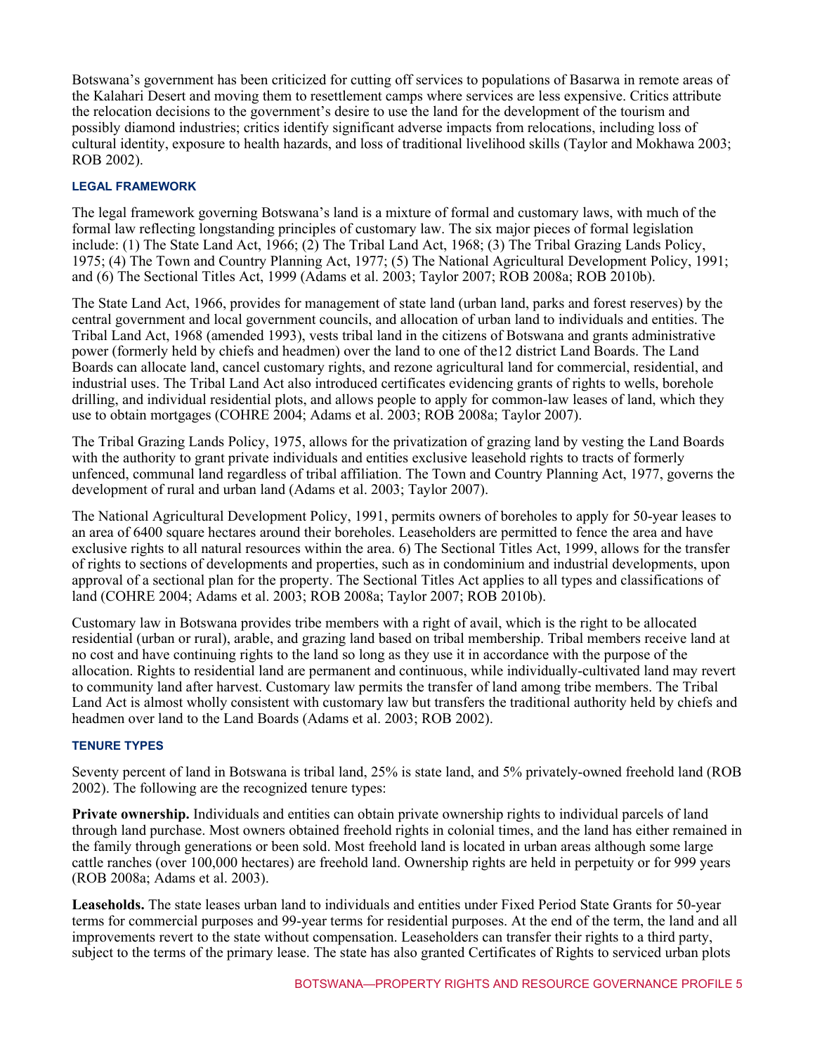Botswana's government has been criticized for cutting off services to populations of Basarwa in remote areas of the Kalahari Desert and moving them to resettlement camps where services are less expensive. Critics attribute the relocation decisions to the government's desire to use the land for the development of the tourism and possibly diamond industries; critics identify significant adverse impacts from relocations, including loss of cultural identity, exposure to health hazards, and loss of traditional livelihood skills (Taylor and Mokhawa 2003; ROB 2002).

### LEGAL FRAMEWORK

The legal framework governing Botswana's land is a mixture of formal and customary laws, with much of the formal law reflecting longstanding principles of customary law. The six major pieces of formal legislation include: (1) The State Land Act, 1966; (2) The Tribal Land Act, 1968; (3) The Tribal Grazing Lands Policy, 1975; (4) The Town and Country Planning Act, 1977; (5) The National Agricultural Development Policy, 1991; and (6) The Sectional Titles Act, 1999 (Adams et al. 2003; Taylor 2007; ROB 2008a; ROB 2010b).

The State Land Act, 1966, provides for management of state land (urban land, parks and forest reserves) by the central government and local government councils, and allocation of urban land to individuals and entities. The Tribal Land Act, 1968 (amended 1993), vests tribal land in the citizens of Botswana and grants administrative power (formerly held by chiefs and headmen) over the land to one of the12 district Land Boards. The Land Boards can allocate land, cancel customary rights, and rezone agricultural land for commercial, residential, and industrial uses. The Tribal Land Act also introduced certificates evidencing grants of rights to wells, borehole drilling, and individual residential plots, and allows people to apply for common-law leases of land, which they use to obtain mortgages (COHRE 2004; Adams et al. 2003; ROB 2008a; Taylor 2007).

The Tribal Grazing Lands Policy, 1975, allows for the privatization of grazing land by vesting the Land Boards with the authority to grant private individuals and entities exclusive leasehold rights to tracts of formerly unfenced, communal land regardless of tribal affiliation. The Town and Country Planning Act, 1977, governs the development of rural and urban land (Adams et al. 2003; Taylor 2007).

The National Agricultural Development Policy, 1991, permits owners of boreholes to apply for 50-year leases to an area of 6400 square hectares around their boreholes. Leaseholders are permitted to fence the area and have exclusive rights to all natural resources within the area. 6) The Sectional Titles Act, 1999, allows for the transfer of rights to sections of developments and properties, such as in condominium and industrial developments, upon approval of a sectional plan for the property. The Sectional Titles Act applies to all types and classifications of land (COHRE 2004; Adams et al. 2003; ROB 2008a; Taylor 2007; ROB 2010b).

Customary law in Botswana provides tribe members with a right of avail, which is the right to be allocated residential (urban or rural), arable, and grazing land based on tribal membership. Tribal members receive land at no cost and have continuing rights to the land so long as they use it in accordance with the purpose of the allocation. Rights to residential land are permanent and continuous, while individually-cultivated land may revert to community land after harvest. Customary law permits the transfer of land among tribe members. The Tribal Land Act is almost wholly consistent with customary law but transfers the traditional authority held by chiefs and headmen over land to the Land Boards (Adams et al. 2003; ROB 2002).

### TENURE TYPES

Seventy percent of land in Botswana is tribal land, 25% is state land, and 5% privately-owned freehold land (ROB 2002). The following are the recognized tenure types:

**Private ownership.** Individuals and entities can obtain private ownership rights to individual parcels of land through land purchase. Most owners obtained freehold rights in colonial times, and the land has either remained in the family through generations or been sold. Most freehold land is located in urban areas although some large cattle ranches (over 100,000 hectares) are freehold land. Ownership rights are held in perpetuity or for 999 years (ROB 2008a; Adams et al. 2003).

**Leaseholds.** The state leases urban land to individuals and entities under Fixed Period State Grants for 50-year terms for commercial purposes and 99-year terms for residential purposes. At the end of the term, the land and all improvements revert to the state without compensation. Leaseholders can transfer their rights to a third party, subject to the terms of the primary lease. The state has also granted Certificates of Rights to serviced urban plots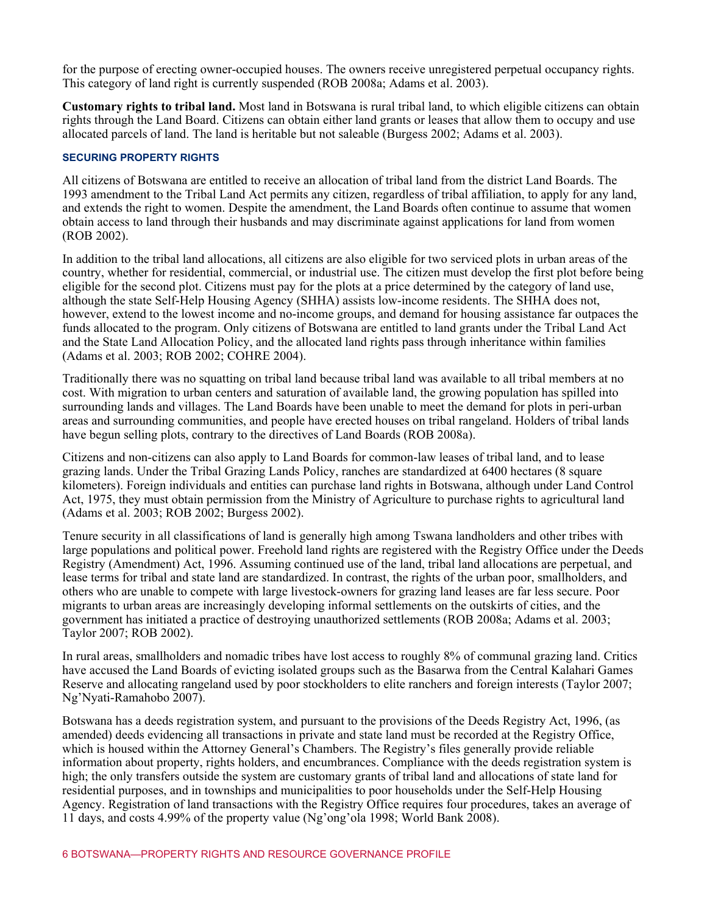for the purpose of erecting owner-occupied houses. The owners receive unregistered perpetual occupancy rights. This category of land right is currently suspended (ROB 2008a; Adams et al. 2003).

**Customary rights to tribal land.** Most land in Botswana is rural tribal land, to which eligible citizens can obtain rights through the Land Board. Citizens can obtain either land grants or leases that allow them to occupy and use allocated parcels of land. The land is heritable but not saleable (Burgess 2002; Adams et al. 2003).

### SECURING PROPERTY RIGHTS

All citizens of Botswana are entitled to receive an allocation of tribal land from the district Land Boards. The 1993 amendment to the Tribal Land Act permits any citizen, regardless of tribal affiliation, to apply for any land, and extends the right to women. Despite the amendment, the Land Boards often continue to assume that women obtain access to land through their husbands and may discriminate against applications for land from women (ROB 2002).

In addition to the tribal land allocations, all citizens are also eligible for two serviced plots in urban areas of the country, whether for residential, commercial, or industrial use. The citizen must develop the first plot before being eligible for the second plot. Citizens must pay for the plots at a price determined by the category of land use, although the state Self-Help Housing Agency (SHHA) assists low-income residents. The SHHA does not, however, extend to the lowest income and no-income groups, and demand for housing assistance far outpaces the funds allocated to the program. Only citizens of Botswana are entitled to land grants under the Tribal Land Act and the State Land Allocation Policy, and the allocated land rights pass through inheritance within families (Adams et al. 2003; ROB 2002; COHRE 2004).

Traditionally there was no squatting on tribal land because tribal land was available to all tribal members at no cost. With migration to urban centers and saturation of available land, the growing population has spilled into surrounding lands and villages. The Land Boards have been unable to meet the demand for plots in peri-urban areas and surrounding communities, and people have erected houses on tribal rangeland. Holders of tribal lands have begun selling plots, contrary to the directives of Land Boards (ROB 2008a).

Citizens and non-citizens can also apply to Land Boards for common-law leases of tribal land, and to lease grazing lands. Under the Tribal Grazing Lands Policy, ranches are standardized at 6400 hectares (8 square kilometers). Foreign individuals and entities can purchase land rights in Botswana, although under Land Control Act, 1975, they must obtain permission from the Ministry of Agriculture to purchase rights to agricultural land (Adams et al. 2003; ROB 2002; Burgess 2002).

Tenure security in all classifications of land is generally high among Tswana landholders and other tribes with large populations and political power. Freehold land rights are registered with the Registry Office under the Deeds Registry (Amendment) Act, 1996. Assuming continued use of the land, tribal land allocations are perpetual, and lease terms for tribal and state land are standardized. In contrast, the rights of the urban poor, smallholders, and others who are unable to compete with large livestock-owners for grazing land leases are far less secure. Poor migrants to urban areas are increasingly developing informal settlements on the outskirts of cities, and the government has initiated a practice of destroying unauthorized settlements (ROB 2008a; Adams et al. 2003; Taylor 2007; ROB 2002).

In rural areas, smallholders and nomadic tribes have lost access to roughly 8% of communal grazing land. Critics have accused the Land Boards of evicting isolated groups such as the Basarwa from the Central Kalahari Games Reserve and allocating rangeland used by poor stockholders to elite ranchers and foreign interests (Taylor 2007; Ng'Nyati-Ramahobo 2007).

Botswana has a deeds registration system, and pursuant to the provisions of the Deeds Registry Act, 1996, (as amended) deeds evidencing all transactions in private and state land must be recorded at the Registry Office, which is housed within the Attorney General's Chambers. The Registry's files generally provide reliable information about property, rights holders, and encumbrances. Compliance with the deeds registration system is high; the only transfers outside the system are customary grants of tribal land and allocations of state land for residential purposes, and in townships and municipalities to poor households under the Self-Help Housing Agency. Registration of land transactions with the Registry Office requires four procedures, takes an average of 11 days, and costs 4.99% of the property value (Ng'ong'ola 1998; World Bank 2008).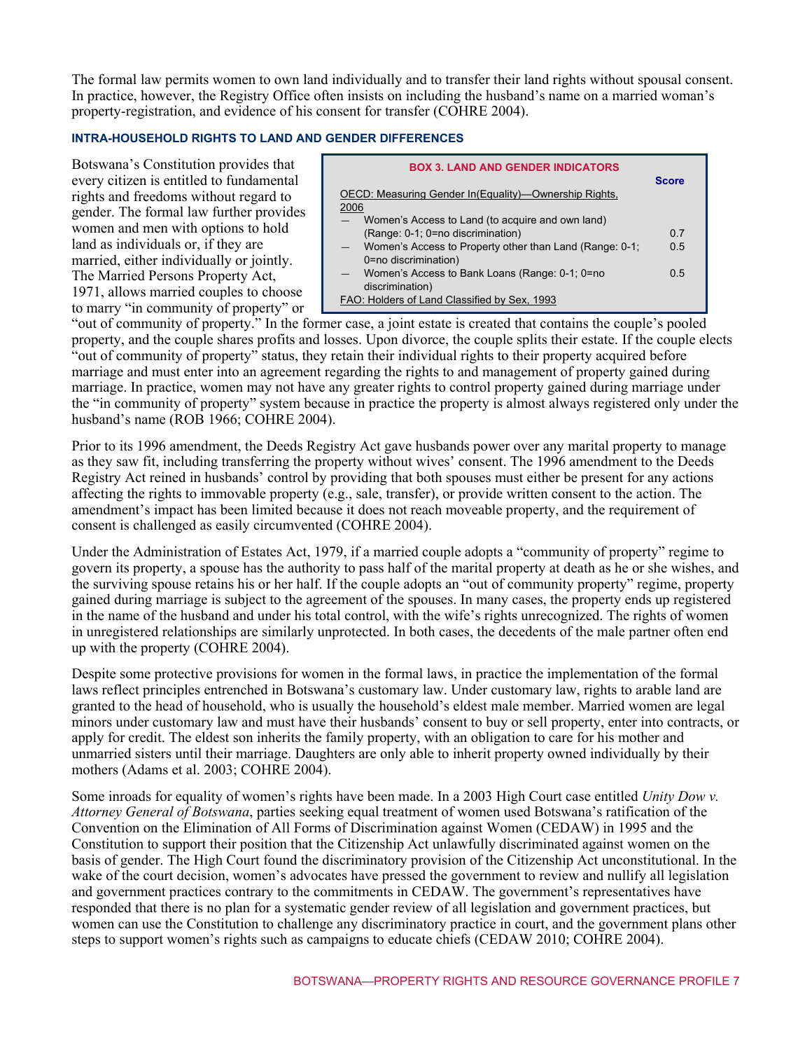The formal law permits women to own land individually and to transfer their land rights without spousal consent. In practice, however, the Registry Office often insists on including the husband's name on a married woman's property-registration, and evidence of his consent for transfer (COHRE 2004).

### INTRA-HOUSEHOLD RIGHTS TO LAND AND GENDER DIFFERENCES

Botswana's Constitution provides that every citizen is entitled to fundamental rights and freedoms without regard to gender. The formal law further provides women and men with options to hold land as individuals or, if they are married, either individually or jointly. The Married Persons Property Act, 1971, allows married couples to choose to marry "in community of property" or "out of community of property." In the former case, a joint estate is created that contains the couple's pooled property, and the couple shares profits and losses. Upon divorce, the couple splits their estate. If the couple elects "out of community of property" status, they retain their individual rights to their property acquired before marriage and must enter into an agreement regarding the rights to and management of property gained during marriage. In practice, women may not have any greater rights to control property gained during marriage under the "in community of property" system because in practice the property is almost always registered only under the husband's name (ROB 1966; COHRE 2004).

**BOX 3. LAND AND GENDER INDICATORS**

| | Score |
|---|---|
| OECD: Measuring Gender In(Equality)—Ownership Rights, 2006 | |
| — Women's Access to Land (to acquire and own land) (Range: 0-1; 0=no discrimination) | 0.7 |
| — Women's Access to Property other than Land (Range: 0-1; 0=no discrimination) | 0.5 |
| — Women's Access to Bank Loans (Range: 0-1; 0=no discrimination) | 0.5 |
| FAO: Holders of Land Classified by Sex, 1993 | |

Prior to its 1996 amendment, the Deeds Registry Act gave husbands power over any marital property to manage as they saw fit, including transferring the property without wives' consent. The 1996 amendment to the Deeds Registry Act reined in husbands' control by providing that both spouses must either be present for any actions affecting the rights to immovable property (e.g., sale, transfer), or provide written consent to the action. The amendment's impact has been limited because it does not reach moveable property, and the requirement of consent is challenged as easily circumvented (COHRE 2004).

Under the Administration of Estates Act, 1979, if a married couple adopts a "community of property" regime to govern its property, a spouse has the authority to pass half of the marital property at death as he or she wishes, and the surviving spouse retains his or her half. If the couple adopts an "out of community property" regime, property gained during marriage is subject to the agreement of the spouses. In many cases, the property ends up registered in the name of the husband and under his total control, with the wife's rights unrecognized. The rights of women in unregistered relationships are similarly unprotected. In both cases, the decedents of the male partner often end up with the property (COHRE 2004).

Despite some protective provisions for women in the formal laws, in practice the implementation of the formal laws reflect principles entrenched in Botswana's customary law. Under customary law, rights to arable land are granted to the head of household, who is usually the household's eldest male member. Married women are legal minors under customary law and must have their husbands' consent to buy or sell property, enter into contracts, or apply for credit. The eldest son inherits the family property, with an obligation to care for his mother and unmarried sisters until their marriage. Daughters are only able to inherit property owned individually by their mothers (Adams et al. 2003; COHRE 2004).

Some inroads for equality of women's rights have been made. In a 2003 High Court case entitled *Unity Dow v. Attorney General of Botswana*, parties seeking equal treatment of women used Botswana's ratification of the Convention on the Elimination of All Forms of Discrimination against Women (CEDAW) in 1995 and the Constitution to support their position that the Citizenship Act unlawfully discriminated against women on the basis of gender. The High Court found the discriminatory provision of the Citizenship Act unconstitutional. In the wake of the court decision, women's advocates have pressed the government to review and nullify all legislation and government practices contrary to the commitments in CEDAW. The government's representatives have responded that there is no plan for a systematic gender review of all legislation and government practices, but women can use the Constitution to challenge any discriminatory practice in court, and the government plans other steps to support women's rights such as campaigns to educate chiefs (CEDAW 2010; COHRE 2004).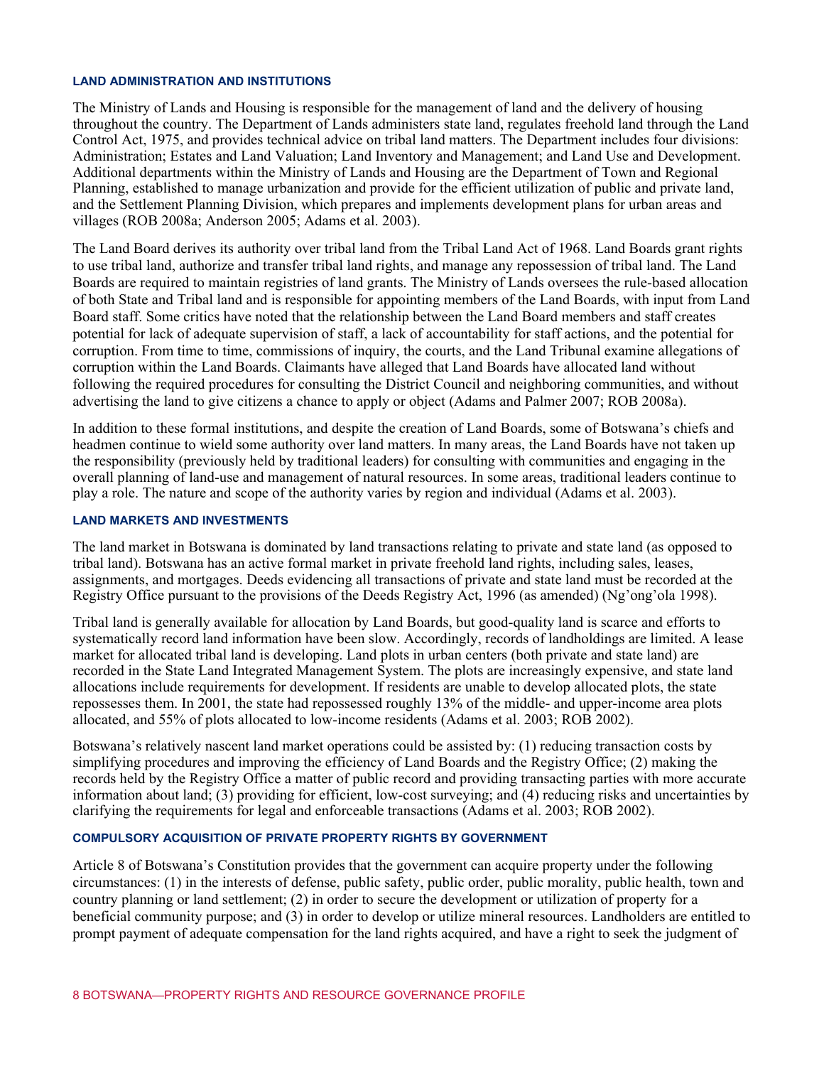### LAND ADMINISTRATION AND INSTITUTIONS

The Ministry of Lands and Housing is responsible for the management of land and the delivery of housing throughout the country. The Department of Lands administers state land, regulates freehold land through the Land Control Act, 1975, and provides technical advice on tribal land matters. The Department includes four divisions: Administration; Estates and Land Valuation; Land Inventory and Management; and Land Use and Development. Additional departments within the Ministry of Lands and Housing are the Department of Town and Regional Planning, established to manage urbanization and provide for the efficient utilization of public and private land, and the Settlement Planning Division, which prepares and implements development plans for urban areas and villages (ROB 2008a; Anderson 2005; Adams et al. 2003).

The Land Board derives its authority over tribal land from the Tribal Land Act of 1968. Land Boards grant rights to use tribal land, authorize and transfer tribal land rights, and manage any repossession of tribal land. The Land Boards are required to maintain registries of land grants. The Ministry of Lands oversees the rule-based allocation of both State and Tribal land and is responsible for appointing members of the Land Boards, with input from Land Board staff. Some critics have noted that the relationship between the Land Board members and staff creates potential for lack of adequate supervision of staff, a lack of accountability for staff actions, and the potential for corruption. From time to time, commissions of inquiry, the courts, and the Land Tribunal examine allegations of corruption within the Land Boards. Claimants have alleged that Land Boards have allocated land without following the required procedures for consulting the District Council and neighboring communities, and without advertising the land to give citizens a chance to apply or object (Adams and Palmer 2007; ROB 2008a).

In addition to these formal institutions, and despite the creation of Land Boards, some of Botswana's chiefs and headmen continue to wield some authority over land matters. In many areas, the Land Boards have not taken up the responsibility (previously held by traditional leaders) for consulting with communities and engaging in the overall planning of land-use and management of natural resources. In some areas, traditional leaders continue to play a role. The nature and scope of the authority varies by region and individual (Adams et al. 2003).

### LAND MARKETS AND INVESTMENTS

The land market in Botswana is dominated by land transactions relating to private and state land (as opposed to tribal land). Botswana has an active formal market in private freehold land rights, including sales, leases, assignments, and mortgages. Deeds evidencing all transactions of private and state land must be recorded at the Registry Office pursuant to the provisions of the Deeds Registry Act, 1996 (as amended) (Ng'ong'ola 1998).

Tribal land is generally available for allocation by Land Boards, but good-quality land is scarce and efforts to systematically record land information have been slow. Accordingly, records of landholdings are limited. A lease market for allocated tribal land is developing. Land plots in urban centers (both private and state land) are recorded in the State Land Integrated Management System. The plots are increasingly expensive, and state land allocations include requirements for development. If residents are unable to develop allocated plots, the state repossesses them. In 2001, the state had repossessed roughly 13% of the middle- and upper-income area plots allocated, and 55% of plots allocated to low-income residents (Adams et al. 2003; ROB 2002).

Botswana's relatively nascent land market operations could be assisted by: (1) reducing transaction costs by simplifying procedures and improving the efficiency of Land Boards and the Registry Office; (2) making the records held by the Registry Office a matter of public record and providing transacting parties with more accurate information about land; (3) providing for efficient, low-cost surveying; and (4) reducing risks and uncertainties by clarifying the requirements for legal and enforceable transactions (Adams et al. 2003; ROB 2002).

### COMPULSORY ACQUISITION OF PRIVATE PROPERTY RIGHTS BY GOVERNMENT

Article 8 of Botswana's Constitution provides that the government can acquire property under the following circumstances: (1) in the interests of defense, public safety, public order, public morality, public health, town and country planning or land settlement; (2) in order to secure the development or utilization of property for a beneficial community purpose; and (3) in order to develop or utilize mineral resources. Landholders are entitled to prompt payment of adequate compensation for the land rights acquired, and have a right to seek the judgment of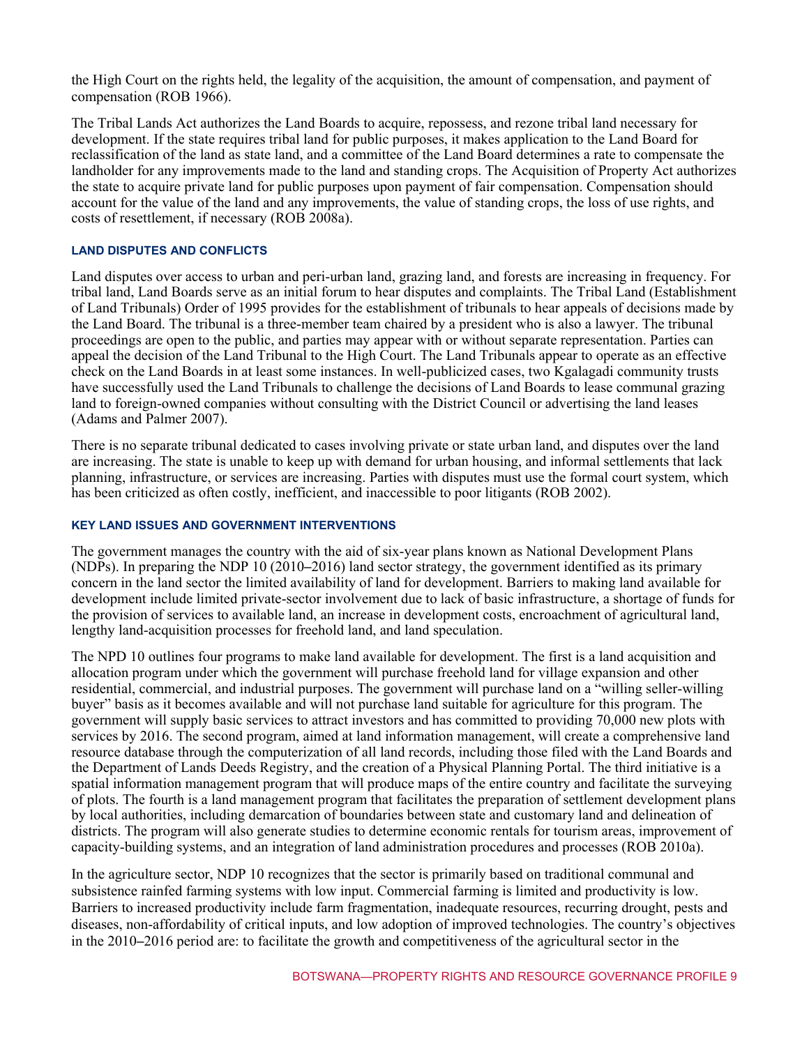the High Court on the rights held, the legality of the acquisition, the amount of compensation, and payment of compensation (ROB 1966).

The Tribal Lands Act authorizes the Land Boards to acquire, repossess, and rezone tribal land necessary for development. If the state requires tribal land for public purposes, it makes application to the Land Board for reclassification of the land as state land, and a committee of the Land Board determines a rate to compensate the landholder for any improvements made to the land and standing crops. The Acquisition of Property Act authorizes the state to acquire private land for public purposes upon payment of fair compensation. Compensation should account for the value of the land and any improvements, the value of standing crops, the loss of use rights, and costs of resettlement, if necessary (ROB 2008a).

#### LAND DISPUTES AND CONFLICTS

Land disputes over access to urban and peri-urban land, grazing land, and forests are increasing in frequency. For tribal land, Land Boards serve as an initial forum to hear disputes and complaints. The Tribal Land (Establishment of Land Tribunals) Order of 1995 provides for the establishment of tribunals to hear appeals of decisions made by the Land Board. The tribunal is a three-member team chaired by a president who is also a lawyer. The tribunal proceedings are open to the public, and parties may appear with or without separate representation. Parties can appeal the decision of the Land Tribunal to the High Court. The Land Tribunals appear to operate as an effective check on the Land Boards in at least some instances. In well-publicized cases, two Kgalagadi community trusts have successfully used the Land Tribunals to challenge the decisions of Land Boards to lease communal grazing land to foreign-owned companies without consulting with the District Council or advertising the land leases (Adams and Palmer 2007).

There is no separate tribunal dedicated to cases involving private or state urban land, and disputes over the land are increasing. The state is unable to keep up with demand for urban housing, and informal settlements that lack planning, infrastructure, or services are increasing. Parties with disputes must use the formal court system, which has been criticized as often costly, inefficient, and inaccessible to poor litigants (ROB 2002).

#### KEY LAND ISSUES AND GOVERNMENT INTERVENTIONS

The government manages the country with the aid of six-year plans known as National Development Plans (NDPs). In preparing the NDP 10 (2010–2016) land sector strategy, the government identified as its primary concern in the land sector the limited availability of land for development. Barriers to making land available for development include limited private-sector involvement due to lack of basic infrastructure, a shortage of funds for the provision of services to available land, an increase in development costs, encroachment of agricultural land, lengthy land-acquisition processes for freehold land, and land speculation.

The NPD 10 outlines four programs to make land available for development. The first is a land acquisition and allocation program under which the government will purchase freehold land for village expansion and other residential, commercial, and industrial purposes. The government will purchase land on a "willing seller-willing buyer" basis as it becomes available and will not purchase land suitable for agriculture for this program. The government will supply basic services to attract investors and has committed to providing 70,000 new plots with services by 2016. The second program, aimed at land information management, will create a comprehensive land resource database through the computerization of all land records, including those filed with the Land Boards and the Department of Lands Deeds Registry, and the creation of a Physical Planning Portal. The third initiative is a spatial information management program that will produce maps of the entire country and facilitate the surveying of plots. The fourth is a land management program that facilitates the preparation of settlement development plans by local authorities, including demarcation of boundaries between state and customary land and delineation of districts. The program will also generate studies to determine economic rentals for tourism areas, improvement of capacity-building systems, and an integration of land administration procedures and processes (ROB 2010a).

In the agriculture sector, NDP 10 recognizes that the sector is primarily based on traditional communal and subsistence rainfed farming systems with low input. Commercial farming is limited and productivity is low. Barriers to increased productivity include farm fragmentation, inadequate resources, recurring drought, pests and diseases, non-affordability of critical inputs, and low adoption of improved technologies. The country's objectives in the 2010–2016 period are: to facilitate the growth and competitiveness of the agricultural sector in the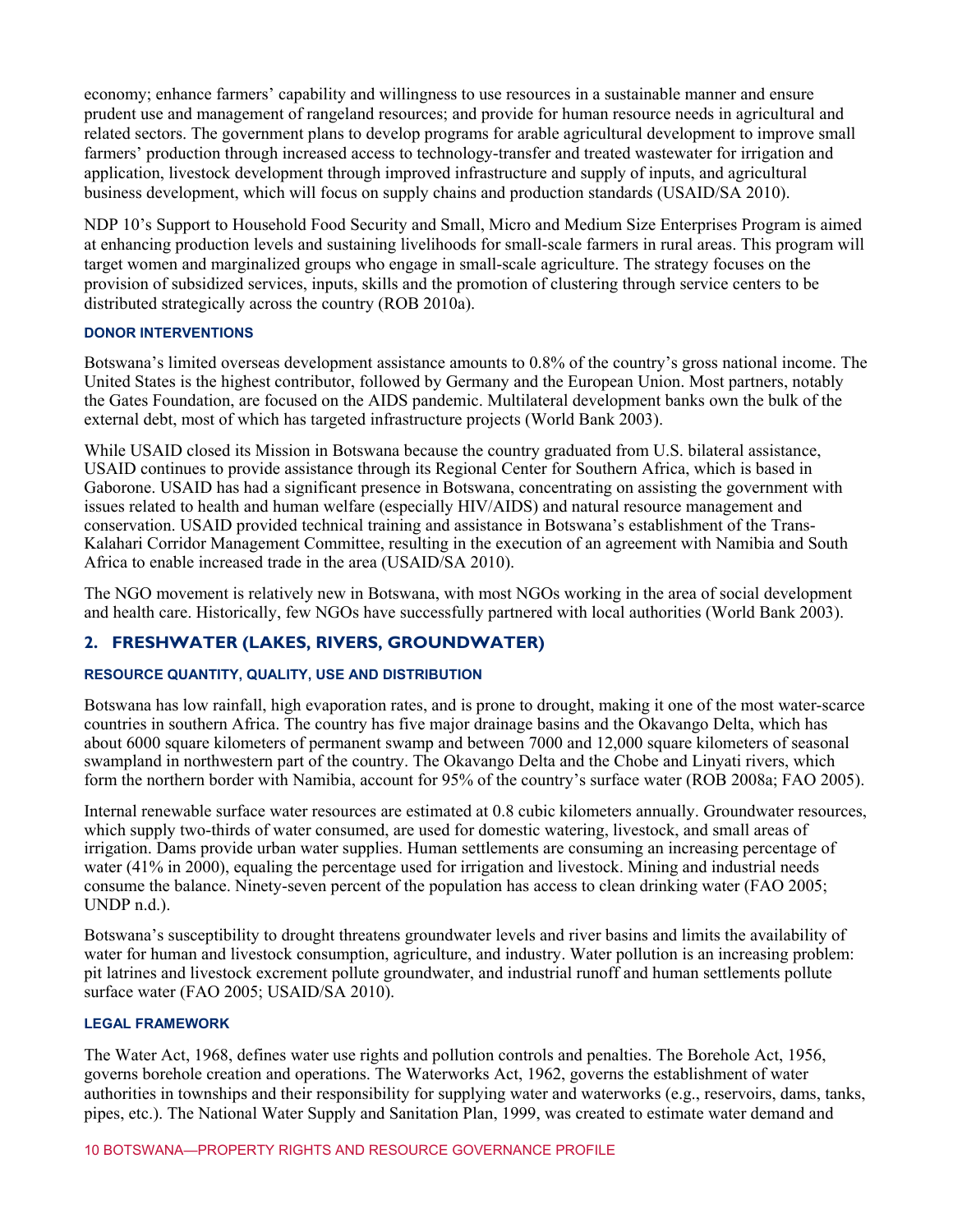economy; enhance farmers' capability and willingness to use resources in a sustainable manner and ensure prudent use and management of rangeland resources; and provide for human resource needs in agricultural and related sectors. The government plans to develop programs for arable agricultural development to improve small farmers' production through increased access to technology-transfer and treated wastewater for irrigation and application, livestock development through improved infrastructure and supply of inputs, and agricultural business development, which will focus on supply chains and production standards (USAID/SA 2010).

NDP 10's Support to Household Food Security and Small, Micro and Medium Size Enterprises Program is aimed at enhancing production levels and sustaining livelihoods for small-scale farmers in rural areas. This program will target women and marginalized groups who engage in small-scale agriculture. The strategy focuses on the provision of subsidized services, inputs, skills and the promotion of clustering through service centers to be distributed strategically across the country (ROB 2010a).

#### DONOR INTERVENTIONS

Botswana's limited overseas development assistance amounts to 0.8% of the country's gross national income. The United States is the highest contributor, followed by Germany and the European Union. Most partners, notably the Gates Foundation, are focused on the AIDS pandemic. Multilateral development banks own the bulk of the external debt, most of which has targeted infrastructure projects (World Bank 2003).

While USAID closed its Mission in Botswana because the country graduated from U.S. bilateral assistance, USAID continues to provide assistance through its Regional Center for Southern Africa, which is based in Gaborone. USAID has had a significant presence in Botswana, concentrating on assisting the government with issues related to health and human welfare (especially HIV/AIDS) and natural resource management and conservation. USAID provided technical training and assistance in Botswana's establishment of the Trans-Kalahari Corridor Management Committee, resulting in the execution of an agreement with Namibia and South Africa to enable increased trade in the area (USAID/SA 2010).

The NGO movement is relatively new in Botswana, with most NGOs working in the area of social development and health care. Historically, few NGOs have successfully partnered with local authorities (World Bank 2003).

## 2. FRESHWATER (LAKES, RIVERS, GROUNDWATER)

#### RESOURCE QUANTITY, QUALITY, USE AND DISTRIBUTION

Botswana has low rainfall, high evaporation rates, and is prone to drought, making it one of the most water-scarce countries in southern Africa. The country has five major drainage basins and the Okavango Delta, which has about 6000 square kilometers of permanent swamp and between 7000 and 12,000 square kilometers of seasonal swampland in northwestern part of the country. The Okavango Delta and the Chobe and Linyati rivers, which form the northern border with Namibia, account for 95% of the country's surface water (ROB 2008a; FAO 2005).

Internal renewable surface water resources are estimated at 0.8 cubic kilometers annually. Groundwater resources, which supply two-thirds of water consumed, are used for domestic watering, livestock, and small areas of irrigation. Dams provide urban water supplies. Human settlements are consuming an increasing percentage of water (41% in 2000), equaling the percentage used for irrigation and livestock. Mining and industrial needs consume the balance. Ninety-seven percent of the population has access to clean drinking water (FAO 2005; UNDP n.d.).

Botswana's susceptibility to drought threatens groundwater levels and river basins and limits the availability of water for human and livestock consumption, agriculture, and industry. Water pollution is an increasing problem: pit latrines and livestock excrement pollute groundwater, and industrial runoff and human settlements pollute surface water (FAO 2005; USAID/SA 2010).

#### LEGAL FRAMEWORK

The Water Act, 1968, defines water use rights and pollution controls and penalties. The Borehole Act, 1956, governs borehole creation and operations. The Waterworks Act, 1962, governs the establishment of water authorities in townships and their responsibility for supplying water and waterworks (e.g., reservoirs, dams, tanks, pipes, etc.). The National Water Supply and Sanitation Plan, 1999, was created to estimate water demand and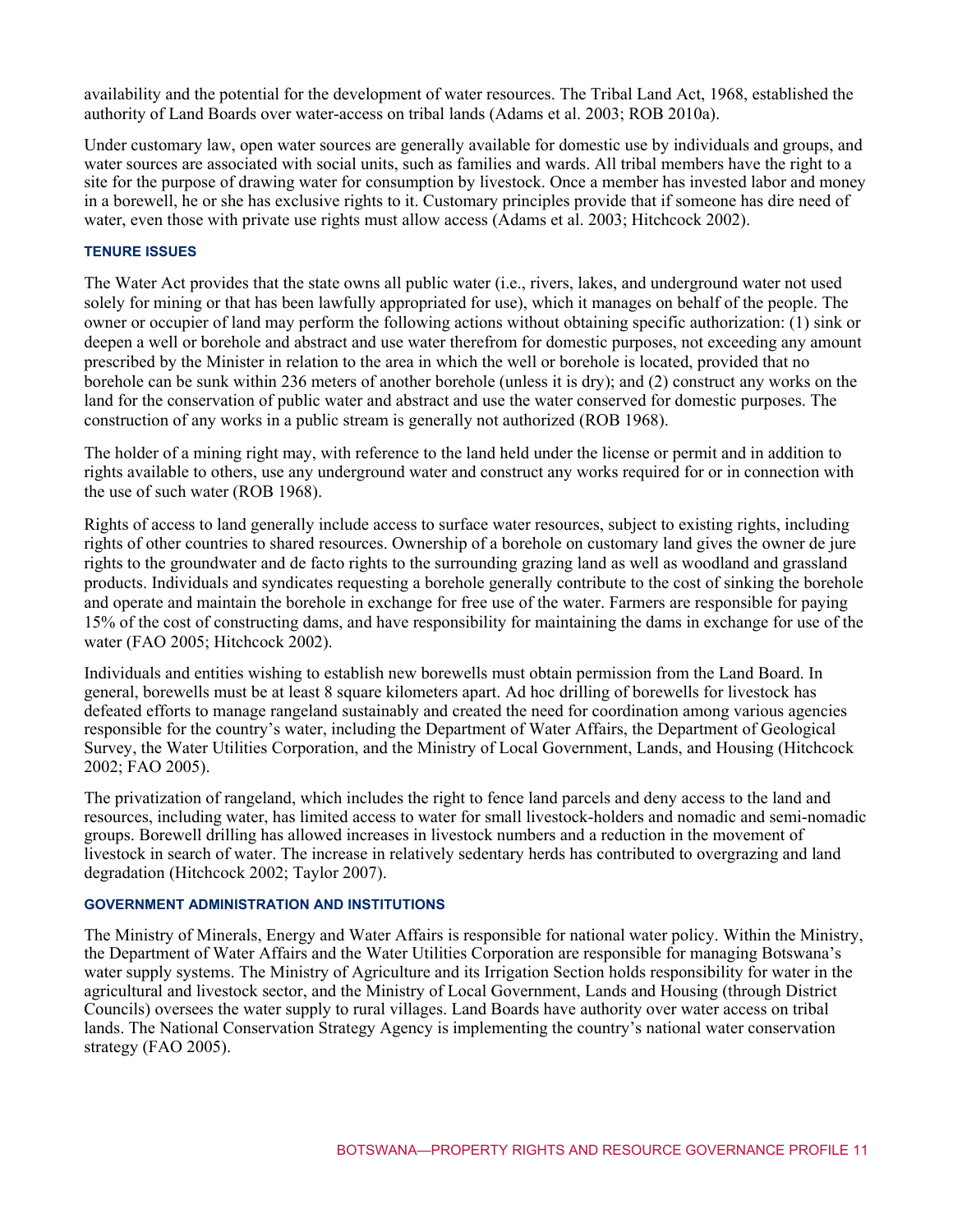availability and the potential for the development of water resources. The Tribal Land Act, 1968, established the authority of Land Boards over water-access on tribal lands (Adams et al. 2003; ROB 2010a).

Under customary law, open water sources are generally available for domestic use by individuals and groups, and water sources are associated with social units, such as families and wards. All tribal members have the right to a site for the purpose of drawing water for consumption by livestock. Once a member has invested labor and money in a borewell, he or she has exclusive rights to it. Customary principles provide that if someone has dire need of water, even those with private use rights must allow access (Adams et al. 2003; Hitchcock 2002).

### TENURE ISSUES

The Water Act provides that the state owns all public water (i.e., rivers, lakes, and underground water not used solely for mining or that has been lawfully appropriated for use), which it manages on behalf of the people. The owner or occupier of land may perform the following actions without obtaining specific authorization: (1) sink or deepen a well or borehole and abstract and use water therefrom for domestic purposes, not exceeding any amount prescribed by the Minister in relation to the area in which the well or borehole is located, provided that no borehole can be sunk within 236 meters of another borehole (unless it is dry); and (2) construct any works on the land for the conservation of public water and abstract and use the water conserved for domestic purposes. The construction of any works in a public stream is generally not authorized (ROB 1968).

The holder of a mining right may, with reference to the land held under the license or permit and in addition to rights available to others, use any underground water and construct any works required for or in connection with the use of such water (ROB 1968).

Rights of access to land generally include access to surface water resources, subject to existing rights, including rights of other countries to shared resources. Ownership of a borehole on customary land gives the owner de jure rights to the groundwater and de facto rights to the surrounding grazing land as well as woodland and grassland products. Individuals and syndicates requesting a borehole generally contribute to the cost of sinking the borehole and operate and maintain the borehole in exchange for free use of the water. Farmers are responsible for paying 15% of the cost of constructing dams, and have responsibility for maintaining the dams in exchange for use of the water (FAO 2005; Hitchcock 2002).

Individuals and entities wishing to establish new borewells must obtain permission from the Land Board. In general, borewells must be at least 8 square kilometers apart. Ad hoc drilling of borewells for livestock has defeated efforts to manage rangeland sustainably and created the need for coordination among various agencies responsible for the country's water, including the Department of Water Affairs, the Department of Geological Survey, the Water Utilities Corporation, and the Ministry of Local Government, Lands, and Housing (Hitchcock 2002; FAO 2005).

The privatization of rangeland, which includes the right to fence land parcels and deny access to the land and resources, including water, has limited access to water for small livestock-holders and nomadic and semi-nomadic groups. Borewell drilling has allowed increases in livestock numbers and a reduction in the movement of livestock in search of water. The increase in relatively sedentary herds has contributed to overgrazing and land degradation (Hitchcock 2002; Taylor 2007).

### GOVERNMENT ADMINISTRATION AND INSTITUTIONS

The Ministry of Minerals, Energy and Water Affairs is responsible for national water policy. Within the Ministry, the Department of Water Affairs and the Water Utilities Corporation are responsible for managing Botswana's water supply systems. The Ministry of Agriculture and its Irrigation Section holds responsibility for water in the agricultural and livestock sector, and the Ministry of Local Government, Lands and Housing (through District Councils) oversees the water supply to rural villages. Land Boards have authority over water access on tribal lands. The National Conservation Strategy Agency is implementing the country's national water conservation strategy (FAO 2005).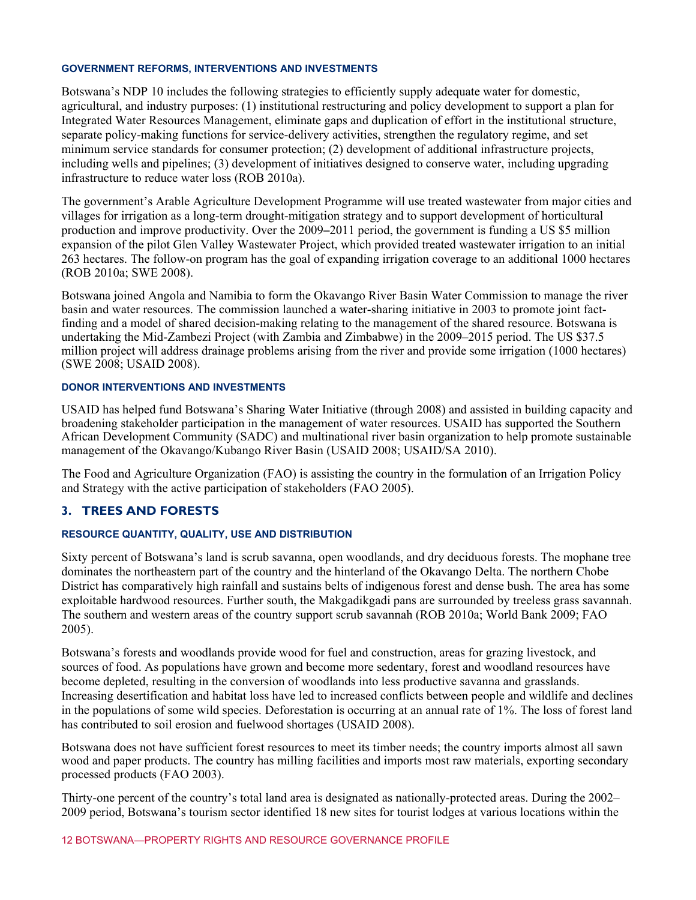#### GOVERNMENT REFORMS, INTERVENTIONS AND INVESTMENTS

Botswana's NDP 10 includes the following strategies to efficiently supply adequate water for domestic, agricultural, and industry purposes: (1) institutional restructuring and policy development to support a plan for Integrated Water Resources Management, eliminate gaps and duplication of effort in the institutional structure, separate policy-making functions for service-delivery activities, strengthen the regulatory regime, and set minimum service standards for consumer protection; (2) development of additional infrastructure projects, including wells and pipelines; (3) development of initiatives designed to conserve water, including upgrading infrastructure to reduce water loss (ROB 2010a).

The government's Arable Agriculture Development Programme will use treated wastewater from major cities and villages for irrigation as a long-term drought-mitigation strategy and to support development of horticultural production and improve productivity. Over the 2009–2011 period, the government is funding a US $5 million expansion of the pilot Glen Valley Wastewater Project, which provided treated wastewater irrigation to an initial 263 hectares. The follow-on program has the goal of expanding irrigation coverage to an additional 1000 hectares (ROB 2010a; SWE 2008).

Botswana joined Angola and Namibia to form the Okavango River Basin Water Commission to manage the river basin and water resources. The commission launched a water-sharing initiative in 2003 to promote joint fact-finding and a model of shared decision-making relating to the management of the shared resource. Botswana is undertaking the Mid-Zambezi Project (with Zambia and Zimbabwe) in the 2009–2015 period. The US $37.5 million project will address drainage problems arising from the river and provide some irrigation (1000 hectares) (SWE 2008; USAID 2008).

#### DONOR INTERVENTIONS AND INVESTMENTS

USAID has helped fund Botswana's Sharing Water Initiative (through 2008) and assisted in building capacity and broadening stakeholder participation in the management of water resources. USAID has supported the Southern African Development Community (SADC) and multinational river basin organization to help promote sustainable management of the Okavango/Kubango River Basin (USAID 2008; USAID/SA 2010).

The Food and Agriculture Organization (FAO) is assisting the country in the formulation of an Irrigation Policy and Strategy with the active participation of stakeholders (FAO 2005).

## 3. TREES AND FORESTS

#### RESOURCE QUANTITY, QUALITY, USE AND DISTRIBUTION

Sixty percent of Botswana's land is scrub savanna, open woodlands, and dry deciduous forests. The mophane tree dominates the northeastern part of the country and the hinterland of the Okavango Delta. The northern Chobe District has comparatively high rainfall and sustains belts of indigenous forest and dense bush. The area has some exploitable hardwood resources. Further south, the Makgadikgadi pans are surrounded by treeless grass savannah. The southern and western areas of the country support scrub savannah (ROB 2010a; World Bank 2009; FAO 2005).

Botswana's forests and woodlands provide wood for fuel and construction, areas for grazing livestock, and sources of food. As populations have grown and become more sedentary, forest and woodland resources have become depleted, resulting in the conversion of woodlands into less productive savanna and grasslands. Increasing desertification and habitat loss have led to increased conflicts between people and wildlife and declines in the populations of some wild species. Deforestation is occurring at an annual rate of 1%. The loss of forest land has contributed to soil erosion and fuelwood shortages (USAID 2008).

Botswana does not have sufficient forest resources to meet its timber needs; the country imports almost all sawn wood and paper products. The country has milling facilities and imports most raw materials, exporting secondary processed products (FAO 2003).

Thirty-one percent of the country's total land area is designated as nationally-protected areas. During the 2002–2009 period, Botswana's tourism sector identified 18 new sites for tourist lodges at various locations within the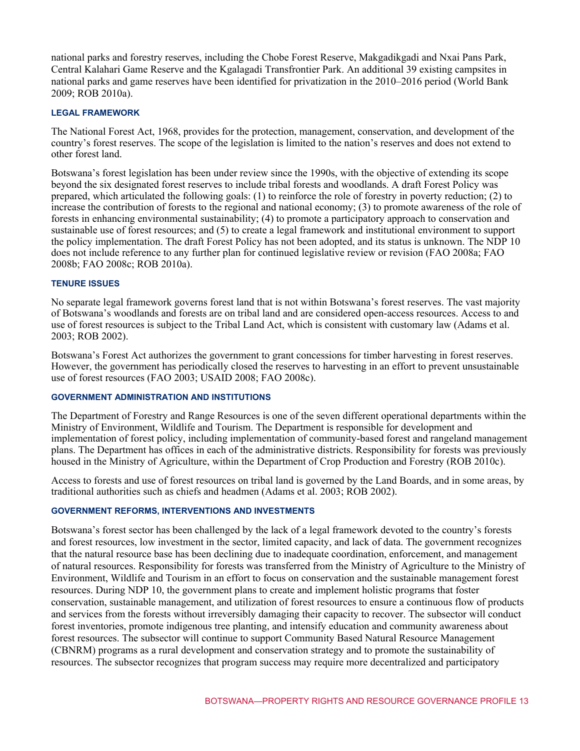national parks and forestry reserves, including the Chobe Forest Reserve, Makgadikgadi and Nxai Pans Park, Central Kalahari Game Reserve and the Kgalagadi Transfrontier Park. An additional 39 existing campsites in national parks and game reserves have been identified for privatization in the 2010–2016 period (World Bank 2009; ROB 2010a).

### LEGAL FRAMEWORK

The National Forest Act, 1968, provides for the protection, management, conservation, and development of the country's forest reserves. The scope of the legislation is limited to the nation's reserves and does not extend to other forest land.

Botswana's forest legislation has been under review since the 1990s, with the objective of extending its scope beyond the six designated forest reserves to include tribal forests and woodlands. A draft Forest Policy was prepared, which articulated the following goals: (1) to reinforce the role of forestry in poverty reduction; (2) to increase the contribution of forests to the regional and national economy; (3) to promote awareness of the role of forests in enhancing environmental sustainability; (4) to promote a participatory approach to conservation and sustainable use of forest resources; and (5) to create a legal framework and institutional environment to support the policy implementation. The draft Forest Policy has not been adopted, and its status is unknown. The NDP 10 does not include reference to any further plan for continued legislative review or revision (FAO 2008a; FAO 2008b; FAO 2008c; ROB 2010a).

### TENURE ISSUES

No separate legal framework governs forest land that is not within Botswana's forest reserves. The vast majority of Botswana's woodlands and forests are on tribal land and are considered open-access resources. Access to and use of forest resources is subject to the Tribal Land Act, which is consistent with customary law (Adams et al. 2003; ROB 2002).

Botswana's Forest Act authorizes the government to grant concessions for timber harvesting in forest reserves. However, the government has periodically closed the reserves to harvesting in an effort to prevent unsustainable use of forest resources (FAO 2003; USAID 2008; FAO 2008c).

### GOVERNMENT ADMINISTRATION AND INSTITUTIONS

The Department of Forestry and Range Resources is one of the seven different operational departments within the Ministry of Environment, Wildlife and Tourism. The Department is responsible for development and implementation of forest policy, including implementation of community-based forest and rangeland management plans. The Department has offices in each of the administrative districts. Responsibility for forests was previously housed in the Ministry of Agriculture, within the Department of Crop Production and Forestry (ROB 2010c).

Access to forests and use of forest resources on tribal land is governed by the Land Boards, and in some areas, by traditional authorities such as chiefs and headmen (Adams et al. 2003; ROB 2002).

### GOVERNMENT REFORMS, INTERVENTIONS AND INVESTMENTS

Botswana's forest sector has been challenged by the lack of a legal framework devoted to the country's forests and forest resources, low investment in the sector, limited capacity, and lack of data. The government recognizes that the natural resource base has been declining due to inadequate coordination, enforcement, and management of natural resources. Responsibility for forests was transferred from the Ministry of Agriculture to the Ministry of Environment, Wildlife and Tourism in an effort to focus on conservation and the sustainable management forest resources. During NDP 10, the government plans to create and implement holistic programs that foster conservation, sustainable management, and utilization of forest resources to ensure a continuous flow of products and services from the forests without irreversibly damaging their capacity to recover. The subsector will conduct forest inventories, promote indigenous tree planting, and intensify education and community awareness about forest resources. The subsector will continue to support Community Based Natural Resource Management (CBNRM) programs as a rural development and conservation strategy and to promote the sustainability of resources. The subsector recognizes that program success may require more decentralized and participatory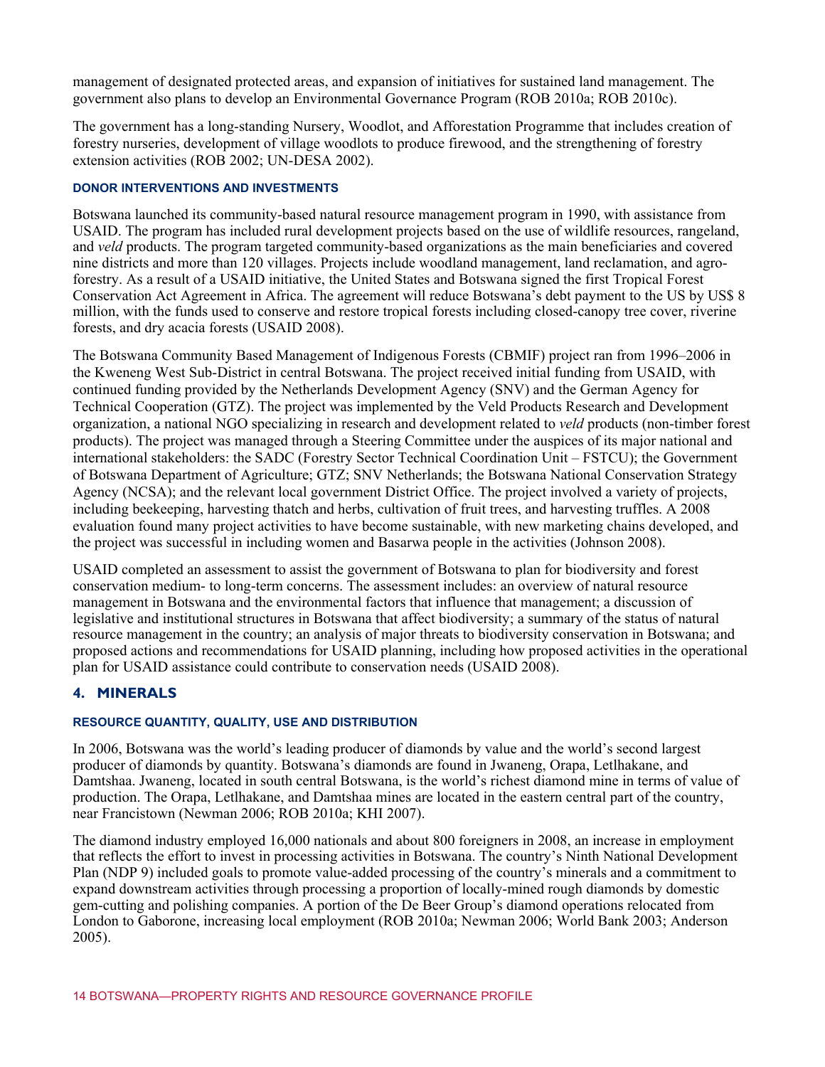management of designated protected areas, and expansion of initiatives for sustained land management. The government also plans to develop an Environmental Governance Program (ROB 2010a; ROB 2010c).

The government has a long-standing Nursery, Woodlot, and Afforestation Programme that includes creation of forestry nurseries, development of village woodlots to produce firewood, and the strengthening of forestry extension activities (ROB 2002; UN-DESA 2002).

#### DONOR INTERVENTIONS AND INVESTMENTS

Botswana launched its community-based natural resource management program in 1990, with assistance from USAID. The program has included rural development projects based on the use of wildlife resources, rangeland, and *veld* products. The program targeted community-based organizations as the main beneficiaries and covered nine districts and more than 120 villages. Projects include woodland management, land reclamation, and agro-forestry. As a result of a USAID initiative, the United States and Botswana signed the first Tropical Forest Conservation Act Agreement in Africa. The agreement will reduce Botswana's debt payment to the US by US$ 8 million, with the funds used to conserve and restore tropical forests including closed-canopy tree cover, riverine forests, and dry acacia forests (USAID 2008).

The Botswana Community Based Management of Indigenous Forests (CBMIF) project ran from 1996–2006 in the Kweneng West Sub-District in central Botswana. The project received initial funding from USAID, with continued funding provided by the Netherlands Development Agency (SNV) and the German Agency for Technical Cooperation (GTZ). The project was implemented by the Veld Products Research and Development organization, a national NGO specializing in research and development related to *veld* products (non-timber forest products). The project was managed through a Steering Committee under the auspices of its major national and international stakeholders: the SADC (Forestry Sector Technical Coordination Unit – FSTCU); the Government of Botswana Department of Agriculture; GTZ; SNV Netherlands; the Botswana National Conservation Strategy Agency (NCSA); and the relevant local government District Office. The project involved a variety of projects, including beekeeping, harvesting thatch and herbs, cultivation of fruit trees, and harvesting truffles. A 2008 evaluation found many project activities to have become sustainable, with new marketing chains developed, and the project was successful in including women and Basarwa people in the activities (Johnson 2008).

USAID completed an assessment to assist the government of Botswana to plan for biodiversity and forest conservation medium- to long-term concerns. The assessment includes: an overview of natural resource management in Botswana and the environmental factors that influence that management; a discussion of legislative and institutional structures in Botswana that affect biodiversity; a summary of the status of natural resource management in the country; an analysis of major threats to biodiversity conservation in Botswana; and proposed actions and recommendations for USAID planning, including how proposed activities in the operational plan for USAID assistance could contribute to conservation needs (USAID 2008).

## 4. MINERALS

#### RESOURCE QUANTITY, QUALITY, USE AND DISTRIBUTION

In 2006, Botswana was the world's leading producer of diamonds by value and the world's second largest producer of diamonds by quantity. Botswana's diamonds are found in Jwaneng, Orapa, Letlhakane, and Damtshaa. Jwaneng, located in south central Botswana, is the world's richest diamond mine in terms of value of production. The Orapa, Letlhakane, and Damtshaa mines are located in the eastern central part of the country, near Francistown (Newman 2006; ROB 2010a; KHI 2007).

The diamond industry employed 16,000 nationals and about 800 foreigners in 2008, an increase in employment that reflects the effort to invest in processing activities in Botswana. The country's Ninth National Development Plan (NDP 9) included goals to promote value-added processing of the country's minerals and a commitment to expand downstream activities through processing a proportion of locally-mined rough diamonds by domestic gem-cutting and polishing companies. A portion of the De Beer Group's diamond operations relocated from London to Gaborone, increasing local employment (ROB 2010a; Newman 2006; World Bank 2003; Anderson 2005).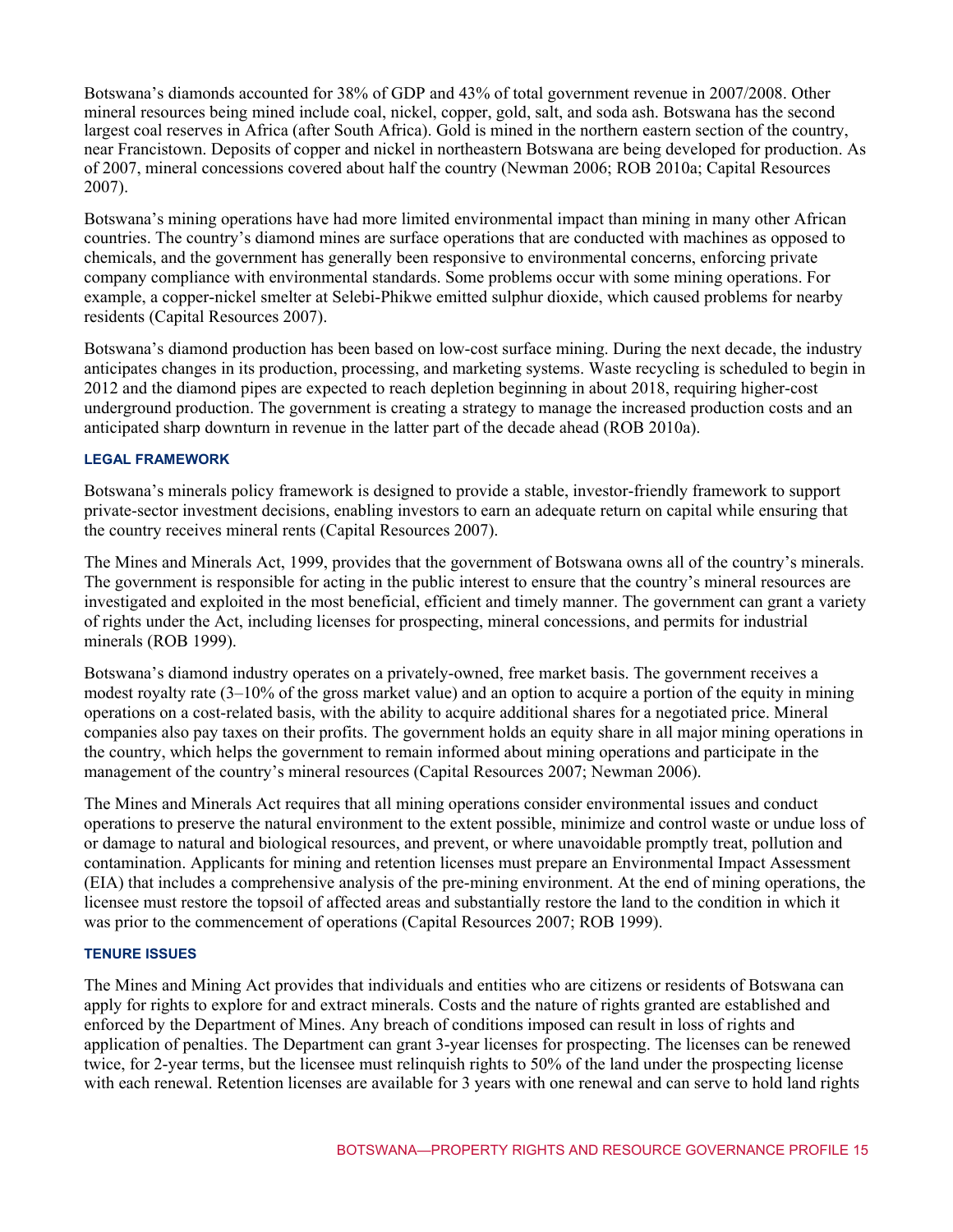Botswana's diamonds accounted for 38% of GDP and 43% of total government revenue in 2007/2008. Other mineral resources being mined include coal, nickel, copper, gold, salt, and soda ash. Botswana has the second largest coal reserves in Africa (after South Africa). Gold is mined in the northern eastern section of the country, near Francistown. Deposits of copper and nickel in northeastern Botswana are being developed for production. As of 2007, mineral concessions covered about half the country (Newman 2006; ROB 2010a; Capital Resources 2007).

Botswana's mining operations have had more limited environmental impact than mining in many other African countries. The country's diamond mines are surface operations that are conducted with machines as opposed to chemicals, and the government has generally been responsive to environmental concerns, enforcing private company compliance with environmental standards. Some problems occur with some mining operations. For example, a copper-nickel smelter at Selebi-Phikwe emitted sulphur dioxide, which caused problems for nearby residents (Capital Resources 2007).

Botswana's diamond production has been based on low-cost surface mining. During the next decade, the industry anticipates changes in its production, processing, and marketing systems. Waste recycling is scheduled to begin in 2012 and the diamond pipes are expected to reach depletion beginning in about 2018, requiring higher-cost underground production. The government is creating a strategy to manage the increased production costs and an anticipated sharp downturn in revenue in the latter part of the decade ahead (ROB 2010a).

#### LEGAL FRAMEWORK

Botswana's minerals policy framework is designed to provide a stable, investor-friendly framework to support private-sector investment decisions, enabling investors to earn an adequate return on capital while ensuring that the country receives mineral rents (Capital Resources 2007).

The Mines and Minerals Act, 1999, provides that the government of Botswana owns all of the country's minerals. The government is responsible for acting in the public interest to ensure that the country's mineral resources are investigated and exploited in the most beneficial, efficient and timely manner. The government can grant a variety of rights under the Act, including licenses for prospecting, mineral concessions, and permits for industrial minerals (ROB 1999).

Botswana's diamond industry operates on a privately-owned, free market basis. The government receives a modest royalty rate (3–10% of the gross market value) and an option to acquire a portion of the equity in mining operations on a cost-related basis, with the ability to acquire additional shares for a negotiated price. Mineral companies also pay taxes on their profits. The government holds an equity share in all major mining operations in the country, which helps the government to remain informed about mining operations and participate in the management of the country's mineral resources (Capital Resources 2007; Newman 2006).

The Mines and Minerals Act requires that all mining operations consider environmental issues and conduct operations to preserve the natural environment to the extent possible, minimize and control waste or undue loss of or damage to natural and biological resources, and prevent, or where unavoidable promptly treat, pollution and contamination. Applicants for mining and retention licenses must prepare an Environmental Impact Assessment (EIA) that includes a comprehensive analysis of the pre-mining environment. At the end of mining operations, the licensee must restore the topsoil of affected areas and substantially restore the land to the condition in which it was prior to the commencement of operations (Capital Resources 2007; ROB 1999).

#### TENURE ISSUES

The Mines and Mining Act provides that individuals and entities who are citizens or residents of Botswana can apply for rights to explore for and extract minerals. Costs and the nature of rights granted are established and enforced by the Department of Mines. Any breach of conditions imposed can result in loss of rights and application of penalties. The Department can grant 3-year licenses for prospecting. The licenses can be renewed twice, for 2-year terms, but the licensee must relinquish rights to 50% of the land under the prospecting license with each renewal. Retention licenses are available for 3 years with one renewal and can serve to hold land rights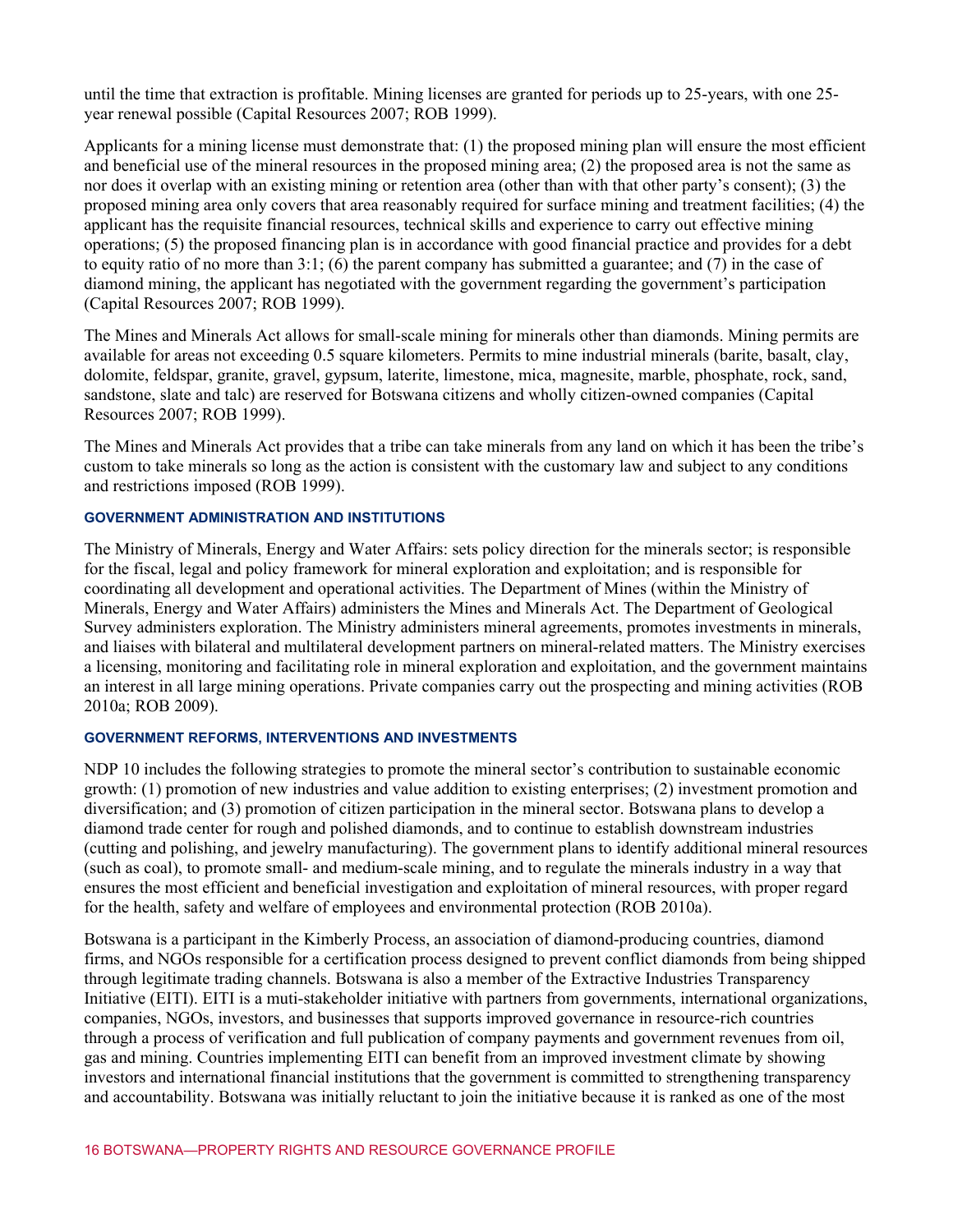until the time that extraction is profitable. Mining licenses are granted for periods up to 25-years, with one 25-year renewal possible (Capital Resources 2007; ROB 1999).

Applicants for a mining license must demonstrate that: (1) the proposed mining plan will ensure the most efficient and beneficial use of the mineral resources in the proposed mining area; (2) the proposed area is not the same as nor does it overlap with an existing mining or retention area (other than with that other party's consent); (3) the proposed mining area only covers that area reasonably required for surface mining and treatment facilities; (4) the applicant has the requisite financial resources, technical skills and experience to carry out effective mining operations; (5) the proposed financing plan is in accordance with good financial practice and provides for a debt to equity ratio of no more than 3:1; (6) the parent company has submitted a guarantee; and (7) in the case of diamond mining, the applicant has negotiated with the government regarding the government's participation (Capital Resources 2007; ROB 1999).

The Mines and Minerals Act allows for small-scale mining for minerals other than diamonds. Mining permits are available for areas not exceeding 0.5 square kilometers. Permits to mine industrial minerals (barite, basalt, clay, dolomite, feldspar, granite, gravel, gypsum, laterite, limestone, mica, magnesite, marble, phosphate, rock, sand, sandstone, slate and talc) are reserved for Botswana citizens and wholly citizen-owned companies (Capital Resources 2007; ROB 1999).

The Mines and Minerals Act provides that a tribe can take minerals from any land on which it has been the tribe's custom to take minerals so long as the action is consistent with the customary law and subject to any conditions and restrictions imposed (ROB 1999).

#### GOVERNMENT ADMINISTRATION AND INSTITUTIONS

The Ministry of Minerals, Energy and Water Affairs: sets policy direction for the minerals sector; is responsible for the fiscal, legal and policy framework for mineral exploration and exploitation; and is responsible for coordinating all development and operational activities. The Department of Mines (within the Ministry of Minerals, Energy and Water Affairs) administers the Mines and Minerals Act. The Department of Geological Survey administers exploration. The Ministry administers mineral agreements, promotes investments in minerals, and liaises with bilateral and multilateral development partners on mineral-related matters. The Ministry exercises a licensing, monitoring and facilitating role in mineral exploration and exploitation, and the government maintains an interest in all large mining operations. Private companies carry out the prospecting and mining activities (ROB 2010a; ROB 2009).

#### GOVERNMENT REFORMS, INTERVENTIONS AND INVESTMENTS

NDP 10 includes the following strategies to promote the mineral sector's contribution to sustainable economic growth: (1) promotion of new industries and value addition to existing enterprises; (2) investment promotion and diversification; and (3) promotion of citizen participation in the mineral sector. Botswana plans to develop a diamond trade center for rough and polished diamonds, and to continue to establish downstream industries (cutting and polishing, and jewelry manufacturing). The government plans to identify additional mineral resources (such as coal), to promote small- and medium-scale mining, and to regulate the minerals industry in a way that ensures the most efficient and beneficial investigation and exploitation of mineral resources, with proper regard for the health, safety and welfare of employees and environmental protection (ROB 2010a).

Botswana is a participant in the Kimberly Process, an association of diamond-producing countries, diamond firms, and NGOs responsible for a certification process designed to prevent conflict diamonds from being shipped through legitimate trading channels. Botswana is also a member of the Extractive Industries Transparency Initiative (EITI). EITI is a muti-stakeholder initiative with partners from governments, international organizations, companies, NGOs, investors, and businesses that supports improved governance in resource-rich countries through a process of verification and full publication of company payments and government revenues from oil, gas and mining. Countries implementing EITI can benefit from an improved investment climate by showing investors and international financial institutions that the government is committed to strengthening transparency and accountability. Botswana was initially reluctant to join the initiative because it is ranked as one of the most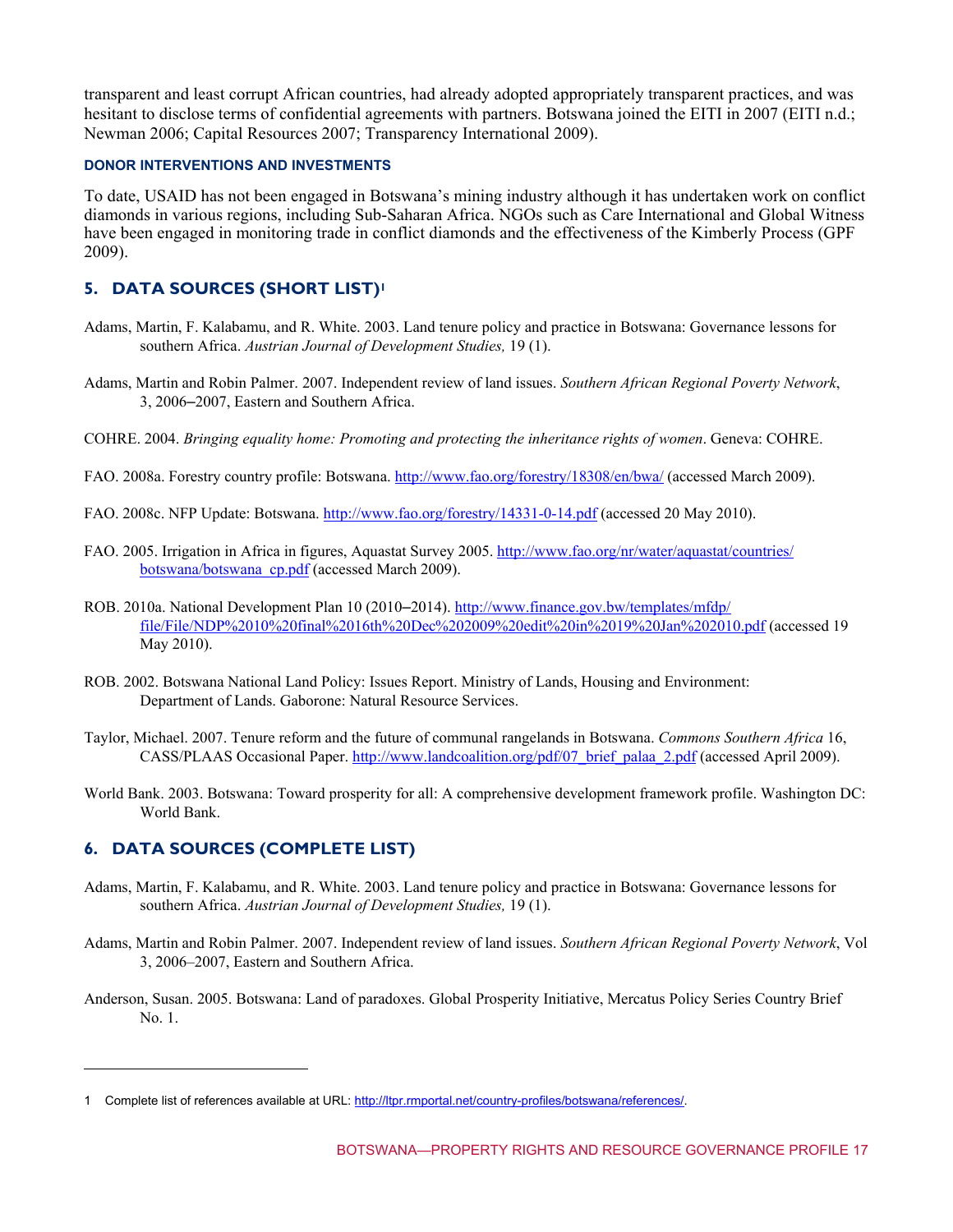transparent and least corrupt African countries, had already adopted appropriately transparent practices, and was hesitant to disclose terms of confidential agreements with partners. Botswana joined the EITI in 2007 (EITI n.d.; Newman 2006; Capital Resources 2007; Transparency International 2009).

#### DONOR INTERVENTIONS AND INVESTMENTS

To date, USAID has not been engaged in Botswana's mining industry although it has undertaken work on conflict diamonds in various regions, including Sub-Saharan Africa. NGOs such as Care International and Global Witness have been engaged in monitoring trade in conflict diamonds and the effectiveness of the Kimberly Process (GPF 2009).

## 5. DATA SOURCES (SHORT LIST)[1]

Adams, Martin, F. Kalabamu, and R. White. 2003. Land tenure policy and practice in Botswana: Governance lessons for southern Africa. *Austrian Journal of Development Studies,* 19 (1).

Adams, Martin and Robin Palmer. 2007. Independent review of land issues. *Southern African Regional Poverty Network*, 3, 2006–2007, Eastern and Southern Africa.

COHRE. 2004. *Bringing equality home: Promoting and protecting the inheritance rights of women*. Geneva: COHRE.

FAO. 2008a. Forestry country profile: Botswana. http://www.fao.org/forestry/18308/en/bwa/ (accessed March 2009).

FAO. 2008c. NFP Update: Botswana. http://www.fao.org/forestry/14331-0-14.pdf (accessed 20 May 2010).

FAO. 2005. Irrigation in Africa in figures, Aquastat Survey 2005. http://www.fao.org/nr/water/aquastat/countries/botswana/botswana_cp.pdf (accessed March 2009).

ROB. 2010a. National Development Plan 10 (2010–2014). http://www.finance.gov.bw/templates/mfdp/file/File/NDP%2010%20final%2016th%20Dec%202009%20edit%20in%2019%20Jan%202010.pdf (accessed 19 May 2010).

ROB. 2002. Botswana National Land Policy: Issues Report. Ministry of Lands, Housing and Environment: Department of Lands. Gaborone: Natural Resource Services.

Taylor, Michael. 2007. Tenure reform and the future of communal rangelands in Botswana. *Commons Southern Africa* 16, CASS/PLAAS Occasional Paper. http://www.landcoalition.org/pdf/07_brief_palaa_2.pdf (accessed April 2009).

World Bank. 2003. Botswana: Toward prosperity for all: A comprehensive development framework profile. Washington DC: World Bank.

## 6. DATA SOURCES (COMPLETE LIST)

Adams, Martin, F. Kalabamu, and R. White. 2003. Land tenure policy and practice in Botswana: Governance lessons for southern Africa. *Austrian Journal of Development Studies,* 19 (1).

Adams, Martin and Robin Palmer. 2007. Independent review of land issues. *Southern African Regional Poverty Network*, Vol 3, 2006–2007, Eastern and Southern Africa.

Anderson, Susan. 2005. Botswana: Land of paradoxes. Global Prosperity Initiative, Mercatus Policy Series Country Brief No. 1.

---

1 Complete list of references available at URL: http://ltpr.rmportal.net/country-profiles/botswana/references/.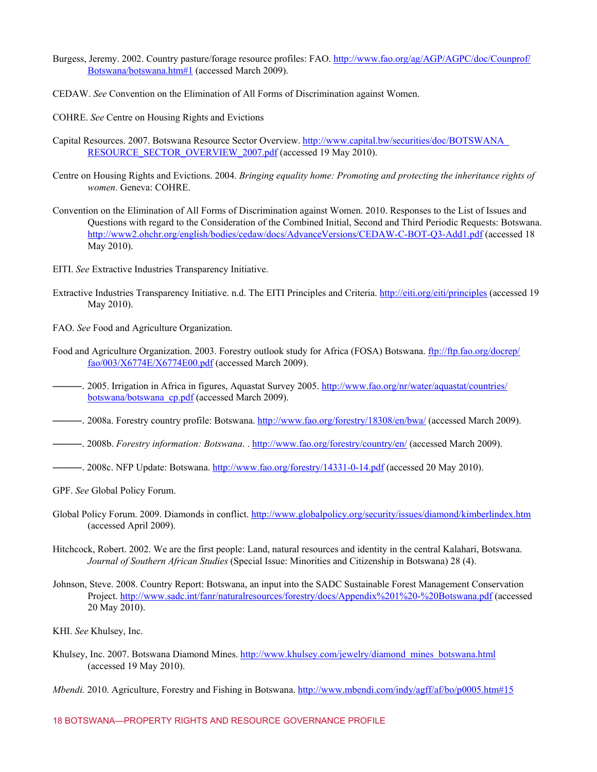Burgess, Jeremy. 2002. Country pasture/forage resource profiles: FAO. http://www.fao.org/ag/AGP/AGPC/doc/Counprof/Botswana/botswana.htm#1 (accessed March 2009).

CEDAW. *See* Convention on the Elimination of All Forms of Discrimination against Women.

COHRE. *See* Centre on Housing Rights and Evictions

Capital Resources. 2007. Botswana Resource Sector Overview. http://www.capital.bw/securities/doc/BOTSWANA_RESOURCE_SECTOR_OVERVIEW_2007.pdf (accessed 19 May 2010).

Centre on Housing Rights and Evictions. 2004. *Bringing equality home: Promoting and protecting the inheritance rights of women*. Geneva: COHRE.

Convention on the Elimination of All Forms of Discrimination against Women. 2010. Responses to the List of Issues and Questions with regard to the Consideration of the Combined Initial, Second and Third Periodic Requests: Botswana. http://www2.ohchr.org/english/bodies/cedaw/docs/AdvanceVersions/CEDAW-C-BOT-Q3-Add1.pdf (accessed 18 May 2010).

EITI. *See* Extractive Industries Transparency Initiative.

Extractive Industries Transparency Initiative. n.d. The EITI Principles and Criteria. http://eiti.org/eiti/principles (accessed 19 May 2010).

FAO. *See* Food and Agriculture Organization.

Food and Agriculture Organization. 2003. Forestry outlook study for Africa (FOSA) Botswana. ftp://ftp.fao.org/docrep/fao/003/X6774E/X6774E00.pdf (accessed March 2009).

———. 2005. Irrigation in Africa in figures, Aquastat Survey 2005. http://www.fao.org/nr/water/aquastat/countries/botswana/botswana_cp.pdf (accessed March 2009).

———. 2008a. Forestry country profile: Botswana. http://www.fao.org/forestry/18308/en/bwa/ (accessed March 2009).

———. 2008b. *Forestry information: Botswana*. . http://www.fao.org/forestry/country/en/ (accessed March 2009).

———. 2008c. NFP Update: Botswana. http://www.fao.org/forestry/14331-0-14.pdf (accessed 20 May 2010).

GPF. *See* Global Policy Forum.

Global Policy Forum. 2009. Diamonds in conflict. http://www.globalpolicy.org/security/issues/diamond/kimberlindex.htm (accessed April 2009).

Hitchcock, Robert. 2002. We are the first people: Land, natural resources and identity in the central Kalahari, Botswana. *Journal of Southern African Studies* (Special Issue: Minorities and Citizenship in Botswana) 28 (4).

Johnson, Steve. 2008. Country Report: Botswana, an input into the SADC Sustainable Forest Management Conservation Project. http://www.sadc.int/fanr/naturalresources/forestry/docs/Appendix%201%20-%20Botswana.pdf (accessed 20 May 2010).

KHI. *See* Khulsey, Inc.

Khulsey, Inc. 2007. Botswana Diamond Mines. http://www.khulsey.com/jewelry/diamond_mines_botswana.html (accessed 19 May 2010).

*Mbendi.* 2010. Agriculture, Forestry and Fishing in Botswana. http://www.mbendi.com/indy/agff/af/bo/p0005.htm#15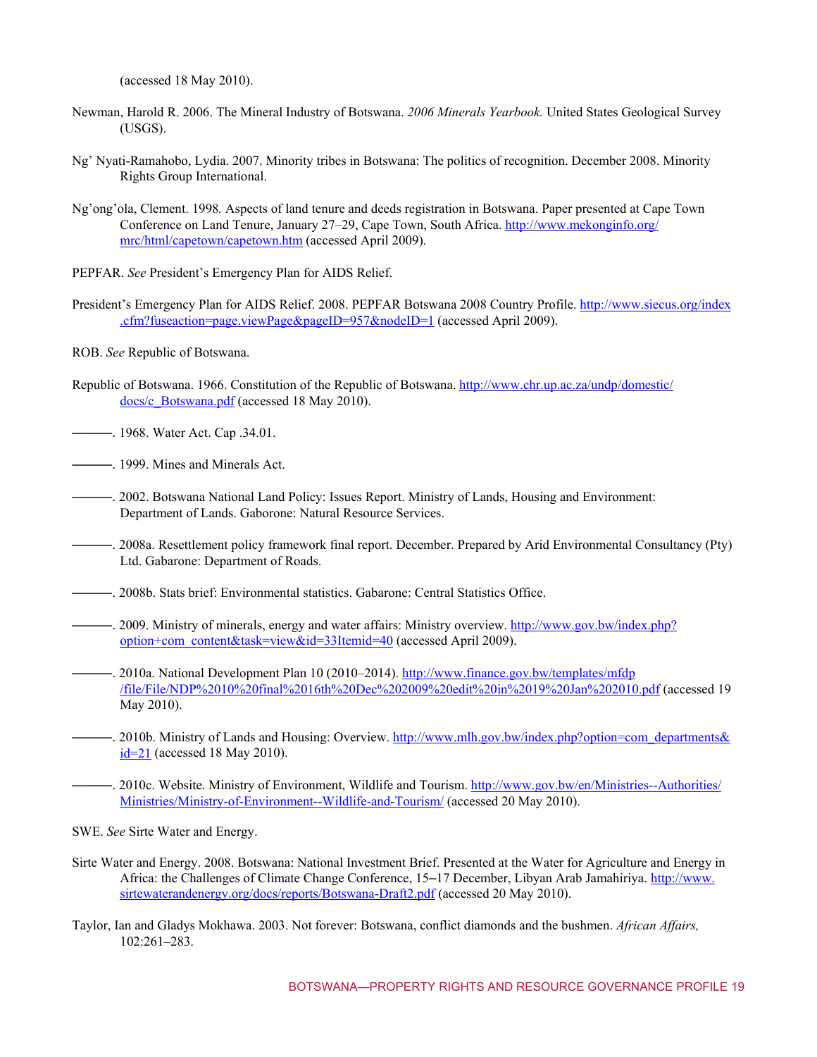(accessed 18 May 2010).

Newman, Harold R. 2006. The Mineral Industry of Botswana. *2006 Minerals Yearbook.* United States Geological Survey (USGS).

Ng' Nyati-Ramahobo, Lydia. 2007. Minority tribes in Botswana: The politics of recognition. December 2008. Minority Rights Group International.

Ng'ong'ola, Clement. 1998. Aspects of land tenure and deeds registration in Botswana. Paper presented at Cape Town Conference on Land Tenure, January 27–29, Cape Town, South Africa. http://www.mekonginfo.org/mrc/html/capetown/capetown.htm (accessed April 2009).

PEPFAR. *See* President's Emergency Plan for AIDS Relief.

President's Emergency Plan for AIDS Relief. 2008. PEPFAR Botswana 2008 Country Profile. http://www.siecus.org/index.cfm?fuseaction=page.viewPage&pageID=957&nodeID=1 (accessed April 2009).

ROB. *See* Republic of Botswana.

Republic of Botswana. 1966. Constitution of the Republic of Botswana. http://www.chr.up.ac.za/undp/domestic/docs/c_Botswana.pdf (accessed 18 May 2010).

———. 1968. Water Act. Cap .34.01.

———. 1999. Mines and Minerals Act.

———. 2002. Botswana National Land Policy: Issues Report. Ministry of Lands, Housing and Environment: Department of Lands. Gaborone: Natural Resource Services.

———. 2008a. Resettlement policy framework final report. December. Prepared by Arid Environmental Consultancy (Pty) Ltd. Gabarone: Department of Roads.

———. 2008b. Stats brief: Environmental statistics. Gabarone: Central Statistics Office.

———. 2009. Ministry of minerals, energy and water affairs: Ministry overview. http://www.gov.bw/index.php?option+com_content&task=view&id=33Itemid=40 (accessed April 2009).

———. 2010a. National Development Plan 10 (2010–2014). http://www.finance.gov.bw/templates/mfdp/file/File/NDP%2010%20final%2016th%20Dec%202009%20edit%20in%2019%20Jan%202010.pdf (accessed 19 May 2010).

———. 2010b. Ministry of Lands and Housing: Overview. http://www.mlh.gov.bw/index.php?option=com_departments&id=21 (accessed 18 May 2010).

———. 2010c. Website. Ministry of Environment, Wildlife and Tourism. http://www.gov.bw/en/Ministries--Authorities/Ministries/Ministry-of-Environment--Wildlife-and-Tourism/ (accessed 20 May 2010).

SWE. *See* Sirte Water and Energy.

Sirte Water and Energy. 2008. Botswana: National Investment Brief. Presented at the Water for Agriculture and Energy in Africa: the Challenges of Climate Change Conference, 15–17 December, Libyan Arab Jamahiriya. http://www.sirtewaterandenergy.org/docs/reports/Botswana-Draft2.pdf (accessed 20 May 2010).

Taylor, Ian and Gladys Mokhawa. 2003. Not forever: Botswana, conflict diamonds and the bushmen. *African Affairs,* 102:261–283.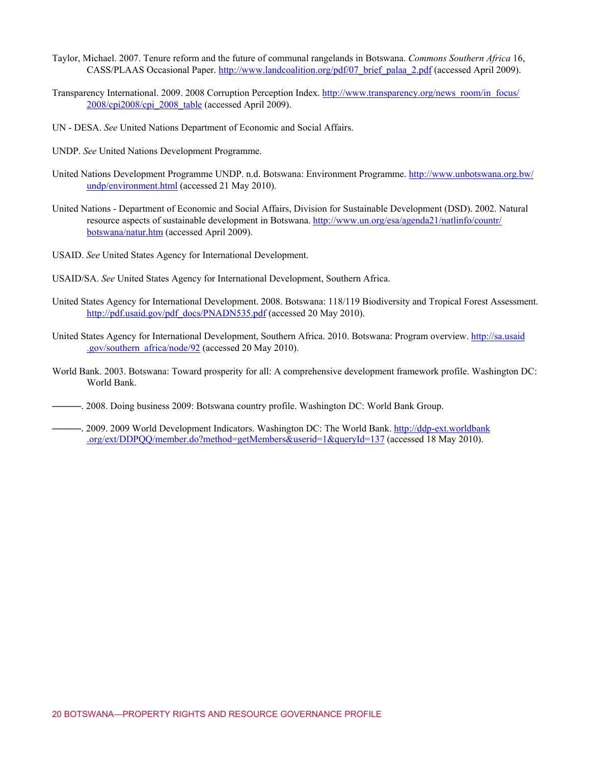Taylor, Michael. 2007. Tenure reform and the future of communal rangelands in Botswana. *Commons Southern Africa* 16, CASS/PLAAS Occasional Paper. http://www.landcoalition.org/pdf/07_brief_palaa_2.pdf (accessed April 2009).

Transparency International. 2009. 2008 Corruption Perception Index. http://www.transparency.org/news_room/in_focus/2008/cpi2008/cpi_2008_table (accessed April 2009).

UN - DESA. *See* United Nations Department of Economic and Social Affairs.

UNDP. *See* United Nations Development Programme.

United Nations Development Programme UNDP. n.d. Botswana: Environment Programme. http://www.unbotswana.org.bw/undp/environment.html (accessed 21 May 2010).

United Nations - Department of Economic and Social Affairs, Division for Sustainable Development (DSD). 2002. Natural resource aspects of sustainable development in Botswana. http://www.un.org/esa/agenda21/natlinfo/countr/botswana/natur.htm (accessed April 2009).

USAID. *See* United States Agency for International Development.

USAID/SA. *See* United States Agency for International Development, Southern Africa.

United States Agency for International Development. 2008. Botswana: 118/119 Biodiversity and Tropical Forest Assessment. http://pdf.usaid.gov/pdf_docs/PNADN535.pdf (accessed 20 May 2010).

United States Agency for International Development, Southern Africa. 2010. Botswana: Program overview. http://sa.usaid.gov/southern_africa/node/92 (accessed 20 May 2010).

World Bank. 2003. Botswana: Toward prosperity for all: A comprehensive development framework profile. Washington DC: World Bank.

———. 2008. Doing business 2009: Botswana country profile. Washington DC: World Bank Group.

———. 2009. 2009 World Development Indicators. Washington DC: The World Bank. http://ddp-ext.worldbank.org/ext/DDPQQ/member.do?method=getMembers&userid=1&queryId=137 (accessed 18 May 2010).